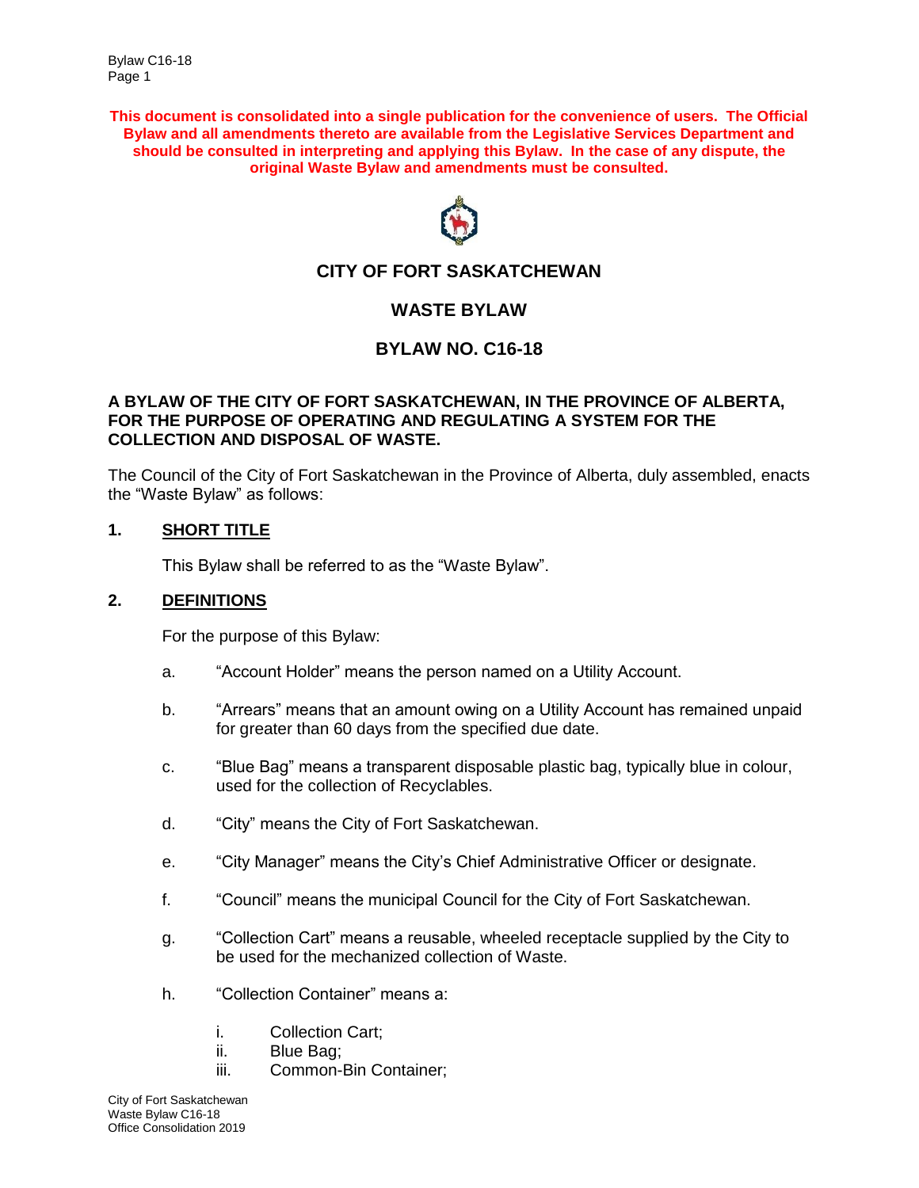**This document is consolidated into a single publication for the convenience of users. The Official Bylaw and all amendments thereto are available from the Legislative Services Department and should be consulted in interpreting and applying this Bylaw. In the case of any dispute, the original Waste Bylaw and amendments must be consulted.**

# CITY OF FORT SASKATCHEWAN

# WASTE BYLAW

# BYLAW NO. C16-18

**A BYLAW OF THE CITY OF FORT SASKATCHEWAN, IN THE PROVINCE OF ALBERTA, FOR THE PURPOSE OF OPERATING AND REGULATING A SYSTEM FOR THE COLLECTION AND DISPOSAL OF WASTE.**

The Council of the City of Fort Saskatchewan in the Province of Alberta, duly assembled, enacts the "Waste Bylaw" as follows:

## 1. SHORT TITLE

This Bylaw shall be referred to as the "Waste Bylaw".

## 2. DEFINITIONS

For the purpose of this Bylaw:

a. "Account Holder" means the person named on a Utility Account.

b. "Arrears" means that an amount owing on a Utility Account has remained unpaid for greater than 60 days from the specified due date.

c. "Blue Bag" means a transparent disposable plastic bag, typically blue in colour, used for the collection of Recyclables.

d. "City" means the City of Fort Saskatchewan.

e. "City Manager" means the City's Chief Administrative Officer or designate.

f. "Council" means the municipal Council for the City of Fort Saskatchewan.

g. "Collection Cart" means a reusable, wheeled receptacle supplied by the City to be used for the mechanized collection of Waste.

h. "Collection Container" means a:

   i. Collection Cart;
   ii. Blue Bag;
   iii. Common-Bin Container;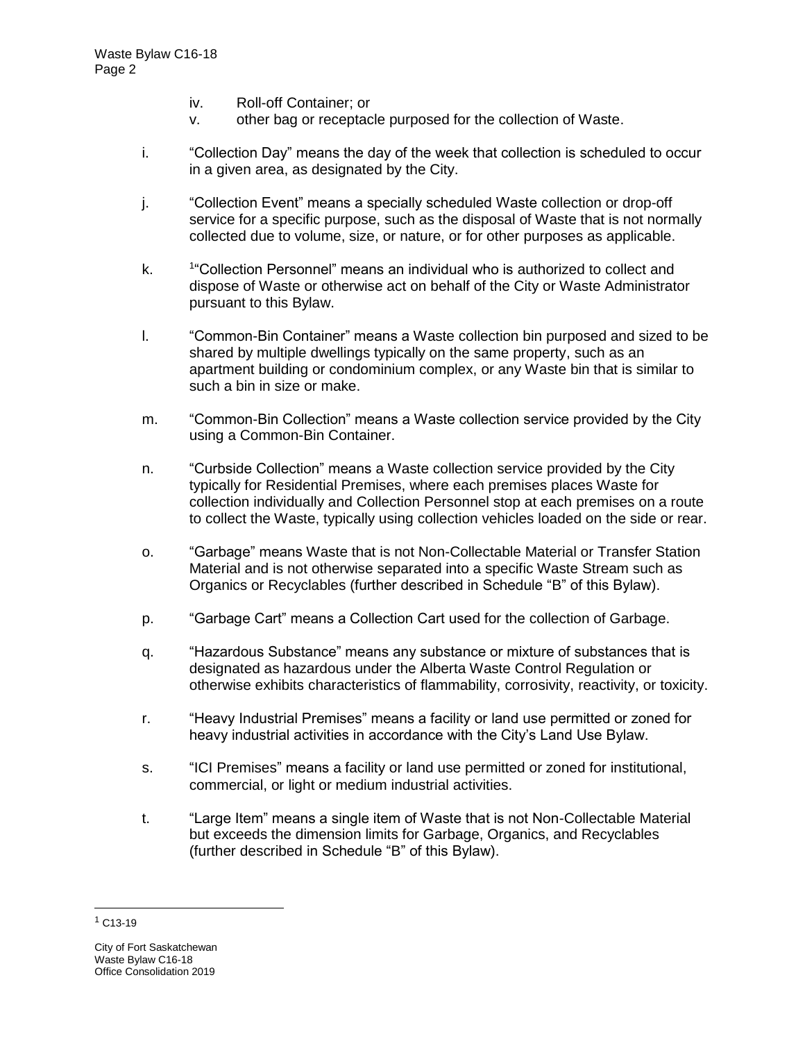iv. Roll-off Container; or

v. other bag or receptacle purposed for the collection of Waste.

i. "Collection Day" means the day of the week that collection is scheduled to occur in a given area, as designated by the City.

j. "Collection Event" means a specially scheduled Waste collection or drop-off service for a specific purpose, such as the disposal of Waste that is not normally collected due to volume, size, or nature, or for other purposes as applicable.

k. [1]"Collection Personnel" means an individual who is authorized to collect and dispose of Waste or otherwise act on behalf of the City or Waste Administrator pursuant to this Bylaw.

l. "Common-Bin Container" means a Waste collection bin purposed and sized to be shared by multiple dwellings typically on the same property, such as an apartment building or condominium complex, or any Waste bin that is similar to such a bin in size or make.

m. "Common-Bin Collection" means a Waste collection service provided by the City using a Common-Bin Container.

n. "Curbside Collection" means a Waste collection service provided by the City typically for Residential Premises, where each premises places Waste for collection individually and Collection Personnel stop at each premises on a route to collect the Waste, typically using collection vehicles loaded on the side or rear.

o. "Garbage" means Waste that is not Non-Collectable Material or Transfer Station Material and is not otherwise separated into a specific Waste Stream such as Organics or Recyclables (further described in Schedule "B" of this Bylaw).

p. "Garbage Cart" means a Collection Cart used for the collection of Garbage.

q. "Hazardous Substance" means any substance or mixture of substances that is designated as hazardous under the Alberta Waste Control Regulation or otherwise exhibits characteristics of flammability, corrosivity, reactivity, or toxicity.

r. "Heavy Industrial Premises" means a facility or land use permitted or zoned for heavy industrial activities in accordance with the City's Land Use Bylaw.

s. "ICI Premises" means a facility or land use permitted or zoned for institutional, commercial, or light or medium industrial activities.

t. "Large Item" means a single item of Waste that is not Non-Collectable Material but exceeds the dimension limits for Garbage, Organics, and Recyclables (further described in Schedule "B" of this Bylaw).

---

[1] C13-19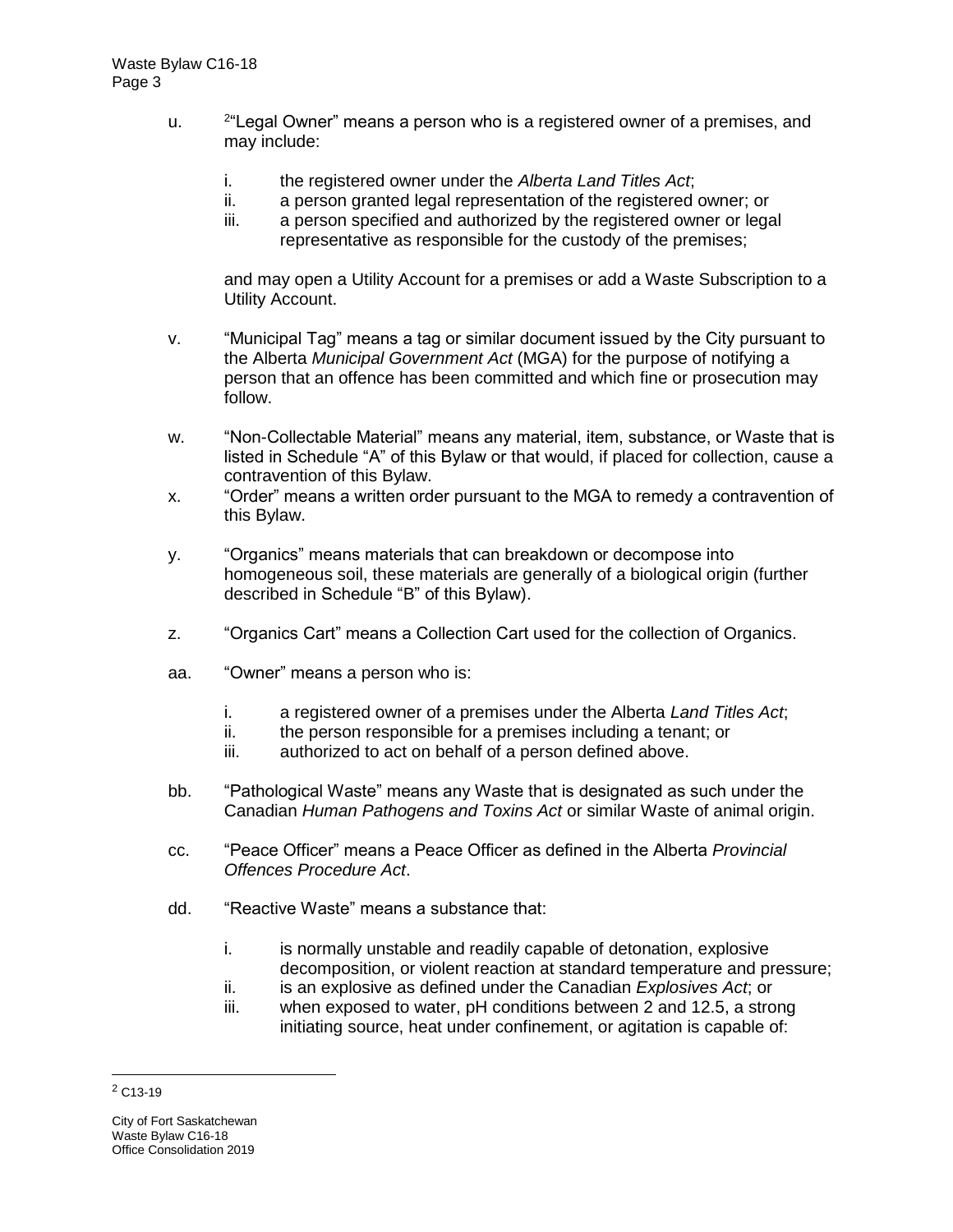u. [2]"Legal Owner" means a person who is a registered owner of a premises, and may include:

   i. the registered owner under the *Alberta Land Titles Act*;
   ii. a person granted legal representation of the registered owner; or
   iii. a person specified and authorized by the registered owner or legal representative as responsible for the custody of the premises;

   and may open a Utility Account for a premises or add a Waste Subscription to a Utility Account.

v. "Municipal Tag" means a tag or similar document issued by the City pursuant to the Alberta *Municipal Government Act* (MGA) for the purpose of notifying a person that an offence has been committed and which fine or prosecution may follow.

w. "Non-Collectable Material" means any material, item, substance, or Waste that is listed in Schedule "A" of this Bylaw or that would, if placed for collection, cause a contravention of this Bylaw.

x. "Order" means a written order pursuant to the MGA to remedy a contravention of this Bylaw.

y. "Organics" means materials that can breakdown or decompose into homogeneous soil, these materials are generally of a biological origin (further described in Schedule "B" of this Bylaw).

z. "Organics Cart" means a Collection Cart used for the collection of Organics.

aa. "Owner" means a person who is:

   i. a registered owner of a premises under the Alberta *Land Titles Act*;
   ii. the person responsible for a premises including a tenant; or
   iii. authorized to act on behalf of a person defined above.

bb. "Pathological Waste" means any Waste that is designated as such under the Canadian *Human Pathogens and Toxins Act* or similar Waste of animal origin.

cc. "Peace Officer" means a Peace Officer as defined in the Alberta *Provincial Offences Procedure Act*.

dd. "Reactive Waste" means a substance that:

   i. is normally unstable and readily capable of detonation, explosive decomposition, or violent reaction at standard temperature and pressure;
   ii. is an explosive as defined under the Canadian *Explosives Act*; or
   iii. when exposed to water, pH conditions between 2 and 12.5, a strong initiating source, heat under confinement, or agitation is capable of:

---

[2] C13-19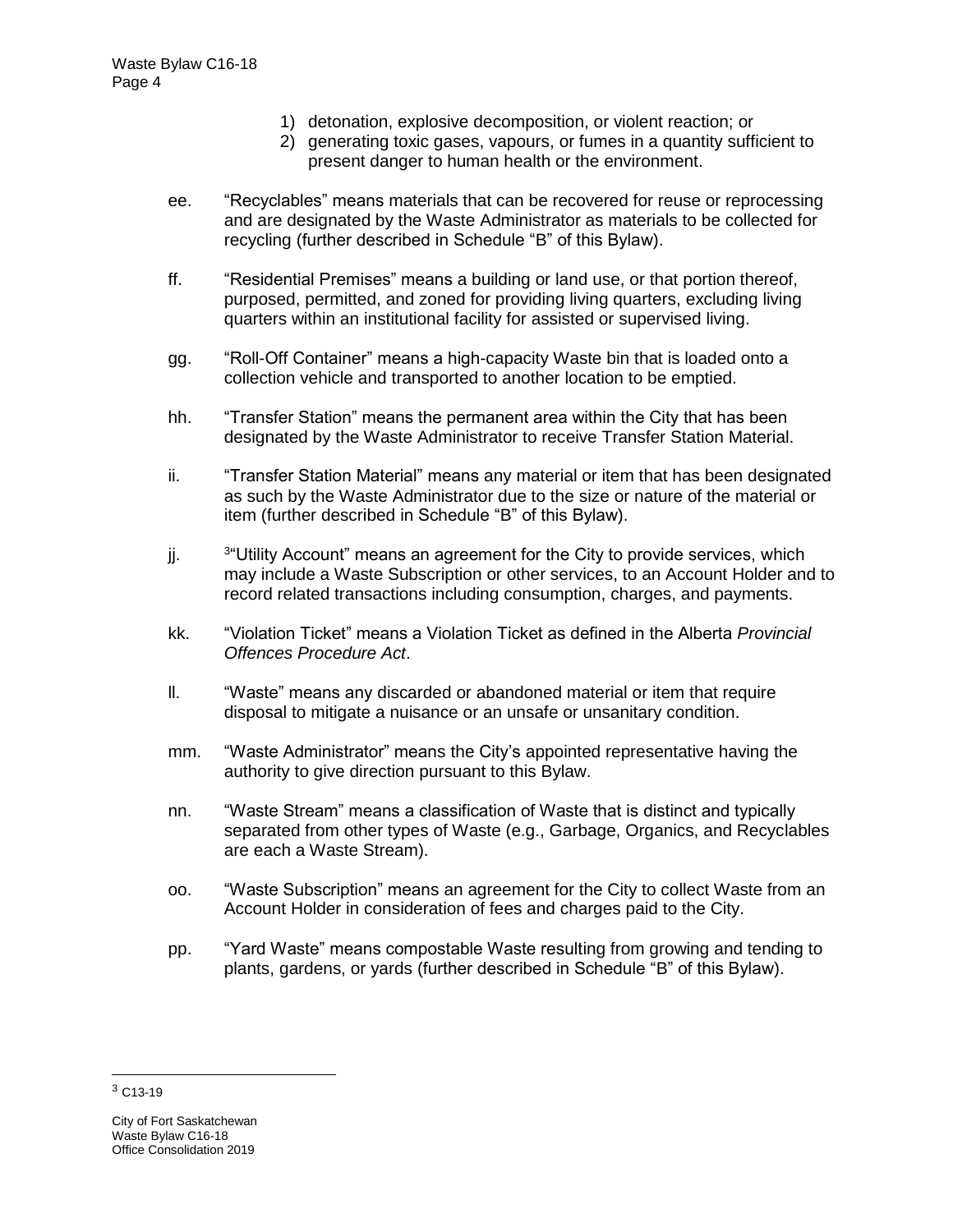1) detonation, explosive decomposition, or violent reaction; or
2) generating toxic gases, vapours, or fumes in a quantity sufficient to present danger to human health or the environment.

ee. "Recyclables" means materials that can be recovered for reuse or reprocessing and are designated by the Waste Administrator as materials to be collected for recycling (further described in Schedule "B" of this Bylaw).

ff. "Residential Premises" means a building or land use, or that portion thereof, purposed, permitted, and zoned for providing living quarters, excluding living quarters within an institutional facility for assisted or supervised living.

gg. "Roll-Off Container" means a high-capacity Waste bin that is loaded onto a collection vehicle and transported to another location to be emptied.

hh. "Transfer Station" means the permanent area within the City that has been designated by the Waste Administrator to receive Transfer Station Material.

ii. "Transfer Station Material" means any material or item that has been designated as such by the Waste Administrator due to the size or nature of the material or item (further described in Schedule "B" of this Bylaw).

jj. [3]"Utility Account" means an agreement for the City to provide services, which may include a Waste Subscription or other services, to an Account Holder and to record related transactions including consumption, charges, and payments.

kk. "Violation Ticket" means a Violation Ticket as defined in the Alberta *Provincial Offences Procedure Act*.

ll. "Waste" means any discarded or abandoned material or item that require disposal to mitigate a nuisance or an unsafe or unsanitary condition.

mm. "Waste Administrator" means the City's appointed representative having the authority to give direction pursuant to this Bylaw.

nn. "Waste Stream" means a classification of Waste that is distinct and typically separated from other types of Waste (e.g., Garbage, Organics, and Recyclables are each a Waste Stream).

oo. "Waste Subscription" means an agreement for the City to collect Waste from an Account Holder in consideration of fees and charges paid to the City.

pp. "Yard Waste" means compostable Waste resulting from growing and tending to plants, gardens, or yards (further described in Schedule "B" of this Bylaw).

---

[3] C13-19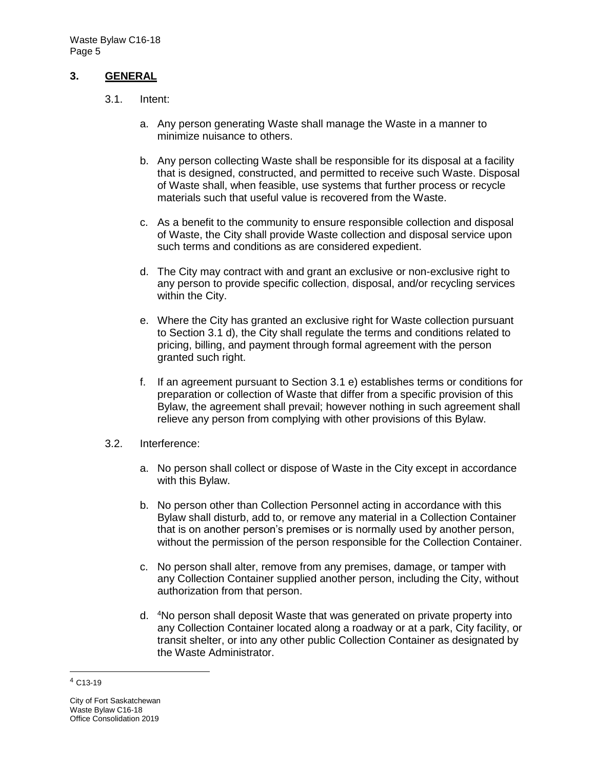## 3. GENERAL

3.1. Intent:

a. Any person generating Waste shall manage the Waste in a manner to minimize nuisance to others.

b. Any person collecting Waste shall be responsible for its disposal at a facility that is designed, constructed, and permitted to receive such Waste. Disposal of Waste shall, when feasible, use systems that further process or recycle materials such that useful value is recovered from the Waste.

c. As a benefit to the community to ensure responsible collection and disposal of Waste, the City shall provide Waste collection and disposal service upon such terms and conditions as are considered expedient.

d. The City may contract with and grant an exclusive or non-exclusive right to any person to provide specific collection, disposal, and/or recycling services within the City.

e. Where the City has granted an exclusive right for Waste collection pursuant to Section 3.1 d), the City shall regulate the terms and conditions related to pricing, billing, and payment through formal agreement with the person granted such right.

f. If an agreement pursuant to Section 3.1 e) establishes terms or conditions for preparation or collection of Waste that differ from a specific provision of this Bylaw, the agreement shall prevail; however nothing in such agreement shall relieve any person from complying with other provisions of this Bylaw.

3.2. Interference:

a. No person shall collect or dispose of Waste in the City except in accordance with this Bylaw.

b. No person other than Collection Personnel acting in accordance with this Bylaw shall disturb, add to, or remove any material in a Collection Container that is on another person's premises or is normally used by another person, without the permission of the person responsible for the Collection Container.

c. No person shall alter, remove from any premises, damage, or tamper with any Collection Container supplied another person, including the City, without authorization from that person.

d. [4]No person shall deposit Waste that was generated on private property into any Collection Container located along a roadway or at a park, City facility, or transit shelter, or into any other public Collection Container as designated by the Waste Administrator.

[4] C13-19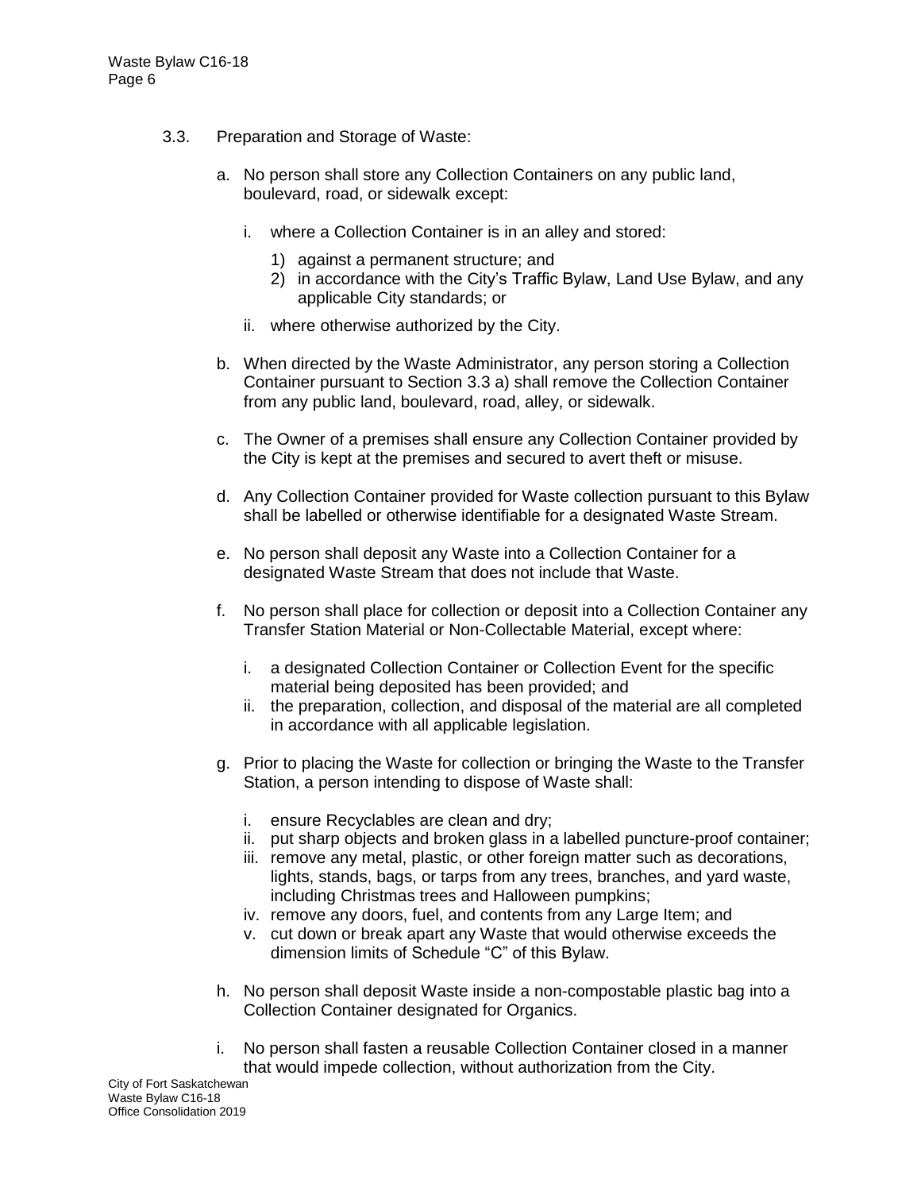3.3. Preparation and Storage of Waste:

a. No person shall store any Collection Containers on any public land, boulevard, road, or sidewalk except:

   i. where a Collection Container is in an alley and stored:

      1) against a permanent structure; and
      2) in accordance with the City's Traffic Bylaw, Land Use Bylaw, and any applicable City standards; or

   ii. where otherwise authorized by the City.

b. When directed by the Waste Administrator, any person storing a Collection Container pursuant to Section 3.3 a) shall remove the Collection Container from any public land, boulevard, road, alley, or sidewalk.

c. The Owner of a premises shall ensure any Collection Container provided by the City is kept at the premises and secured to avert theft or misuse.

d. Any Collection Container provided for Waste collection pursuant to this Bylaw shall be labelled or otherwise identifiable for a designated Waste Stream.

e. No person shall deposit any Waste into a Collection Container for a designated Waste Stream that does not include that Waste.

f. No person shall place for collection or deposit into a Collection Container any Transfer Station Material or Non-Collectable Material, except where:

   i. a designated Collection Container or Collection Event for the specific material being deposited has been provided; and
   ii. the preparation, collection, and disposal of the material are all completed in accordance with all applicable legislation.

g. Prior to placing the Waste for collection or bringing the Waste to the Transfer Station, a person intending to dispose of Waste shall:

   i. ensure Recyclables are clean and dry;
   ii. put sharp objects and broken glass in a labelled puncture-proof container;
   iii. remove any metal, plastic, or other foreign matter such as decorations, lights, stands, bags, or tarps from any trees, branches, and yard waste, including Christmas trees and Halloween pumpkins;
   iv. remove any doors, fuel, and contents from any Large Item; and
   v. cut down or break apart any Waste that would otherwise exceeds the dimension limits of Schedule "C" of this Bylaw.

h. No person shall deposit Waste inside a non-compostable plastic bag into a Collection Container designated for Organics.

i. No person shall fasten a reusable Collection Container closed in a manner that would impede collection, without authorization from the City.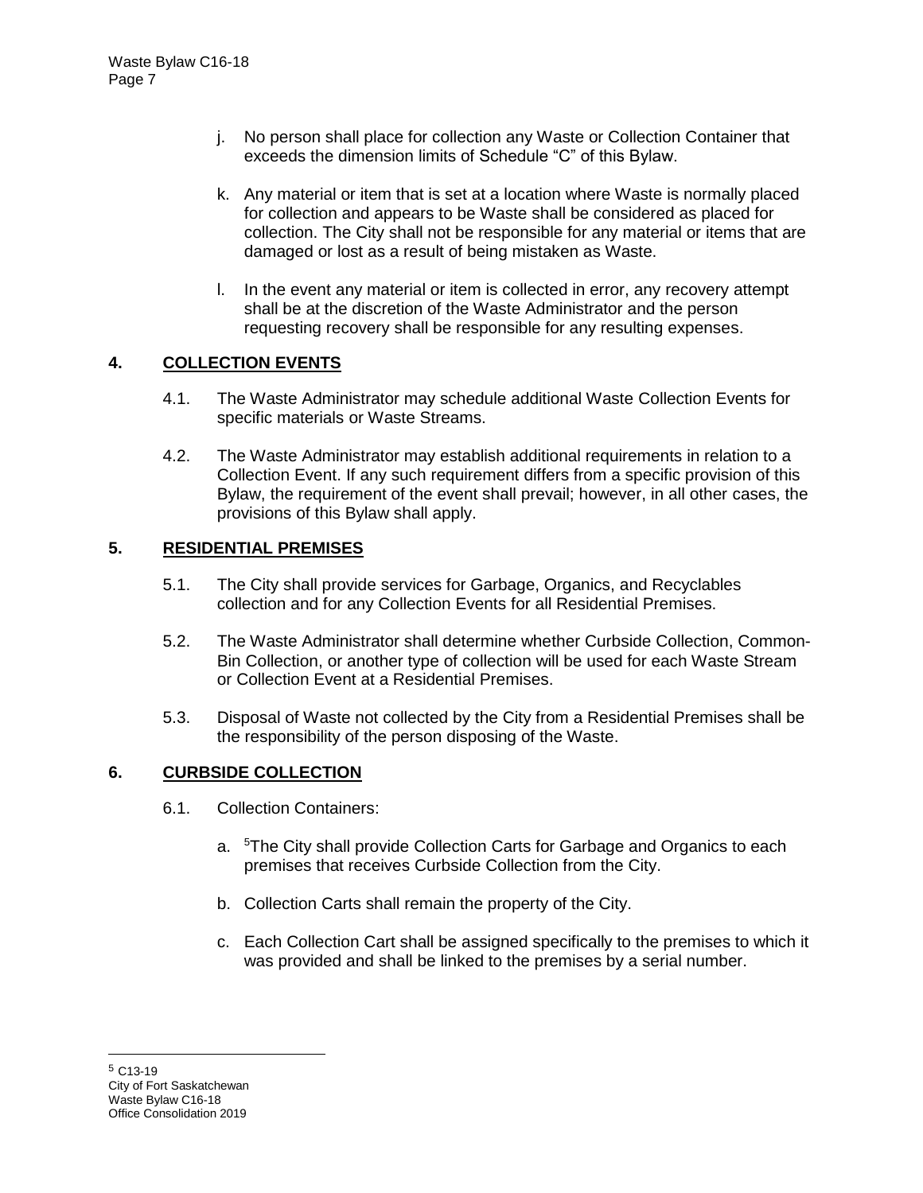j. No person shall place for collection any Waste or Collection Container that exceeds the dimension limits of Schedule “C” of this Bylaw.

k. Any material or item that is set at a location where Waste is normally placed for collection and appears to be Waste shall be considered as placed for collection. The City shall not be responsible for any material or items that are damaged or lost as a result of being mistaken as Waste.

l. In the event any material or item is collected in error, any recovery attempt shall be at the discretion of the Waste Administrator and the person requesting recovery shall be responsible for any resulting expenses.

## 4. COLLECTION EVENTS

4.1. The Waste Administrator may schedule additional Waste Collection Events for specific materials or Waste Streams.

4.2. The Waste Administrator may establish additional requirements in relation to a Collection Event. If any such requirement differs from a specific provision of this Bylaw, the requirement of the event shall prevail; however, in all other cases, the provisions of this Bylaw shall apply.

## 5. RESIDENTIAL PREMISES

5.1. The City shall provide services for Garbage, Organics, and Recyclables collection and for any Collection Events for all Residential Premises.

5.2. The Waste Administrator shall determine whether Curbside Collection, Common-Bin Collection, or another type of collection will be used for each Waste Stream or Collection Event at a Residential Premises.

5.3. Disposal of Waste not collected by the City from a Residential Premises shall be the responsibility of the person disposing of the Waste.

## 6. CURBSIDE COLLECTION

6.1. Collection Containers:

a. [5]The City shall provide Collection Carts for Garbage and Organics to each premises that receives Curbside Collection from the City.

b. Collection Carts shall remain the property of the City.

c. Each Collection Cart shall be assigned specifically to the premises to which it was provided and shall be linked to the premises by a serial number.

---

[5] C13-19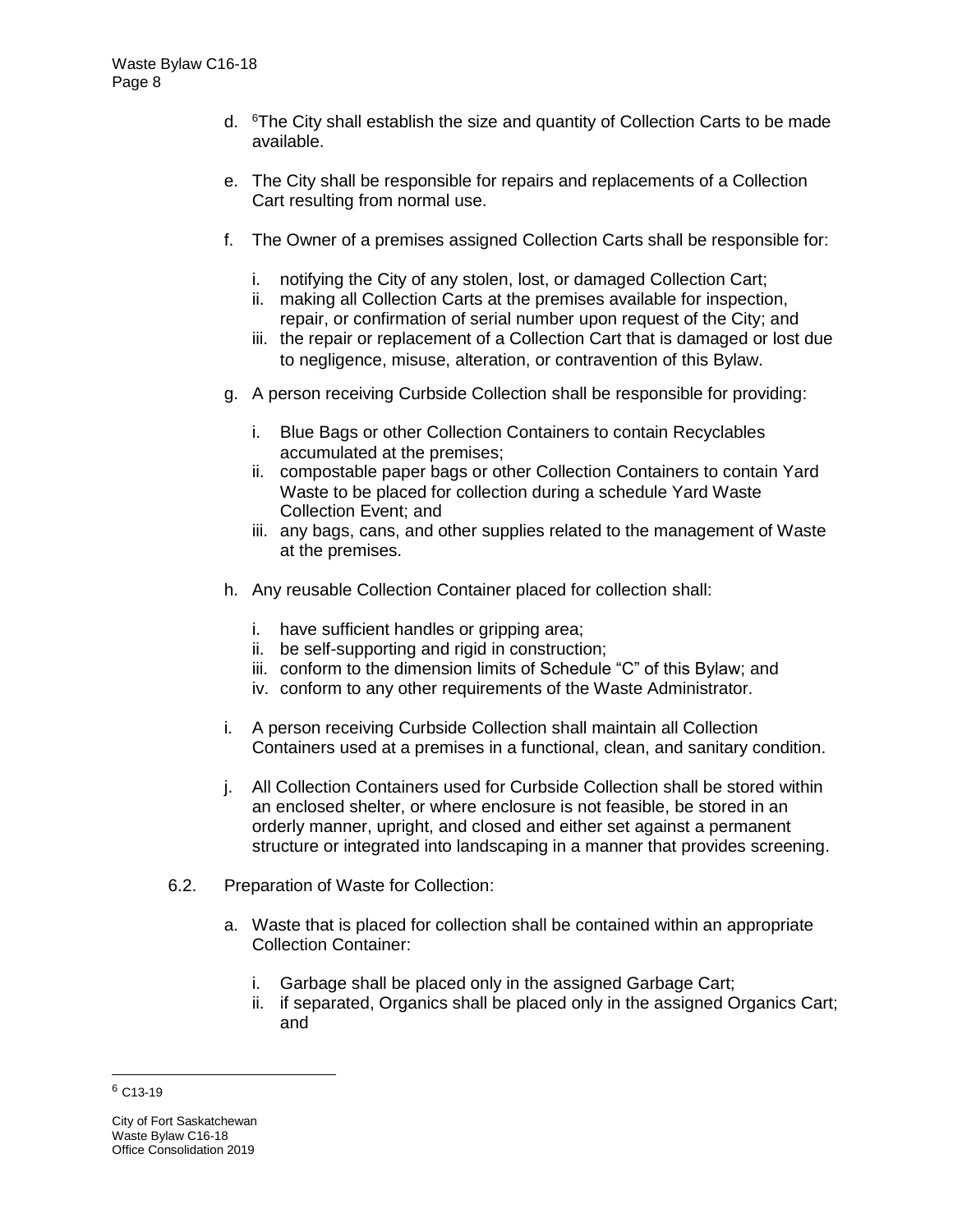d. [6]The City shall establish the size and quantity of Collection Carts to be made available.

e. The City shall be responsible for repairs and replacements of a Collection Cart resulting from normal use.

f. The Owner of a premises assigned Collection Carts shall be responsible for:

   i. notifying the City of any stolen, lost, or damaged Collection Cart;
   ii. making all Collection Carts at the premises available for inspection, repair, or confirmation of serial number upon request of the City; and
   iii. the repair or replacement of a Collection Cart that is damaged or lost due to negligence, misuse, alteration, or contravention of this Bylaw.

g. A person receiving Curbside Collection shall be responsible for providing:

   i. Blue Bags or other Collection Containers to contain Recyclables accumulated at the premises;
   ii. compostable paper bags or other Collection Containers to contain Yard Waste to be placed for collection during a schedule Yard Waste Collection Event; and
   iii. any bags, cans, and other supplies related to the management of Waste at the premises.

h. Any reusable Collection Container placed for collection shall:

   i. have sufficient handles or gripping area;
   ii. be self-supporting and rigid in construction;
   iii. conform to the dimension limits of Schedule "C" of this Bylaw; and
   iv. conform to any other requirements of the Waste Administrator.

i. A person receiving Curbside Collection shall maintain all Collection Containers used at a premises in a functional, clean, and sanitary condition.

j. All Collection Containers used for Curbside Collection shall be stored within an enclosed shelter, or where enclosure is not feasible, be stored in an orderly manner, upright, and closed and either set against a permanent structure or integrated into landscaping in a manner that provides screening.

6.2. Preparation of Waste for Collection:

a. Waste that is placed for collection shall be contained within an appropriate Collection Container:

   i. Garbage shall be placed only in the assigned Garbage Cart;
   ii. if separated, Organics shall be placed only in the assigned Organics Cart; and

---

[6] C13-19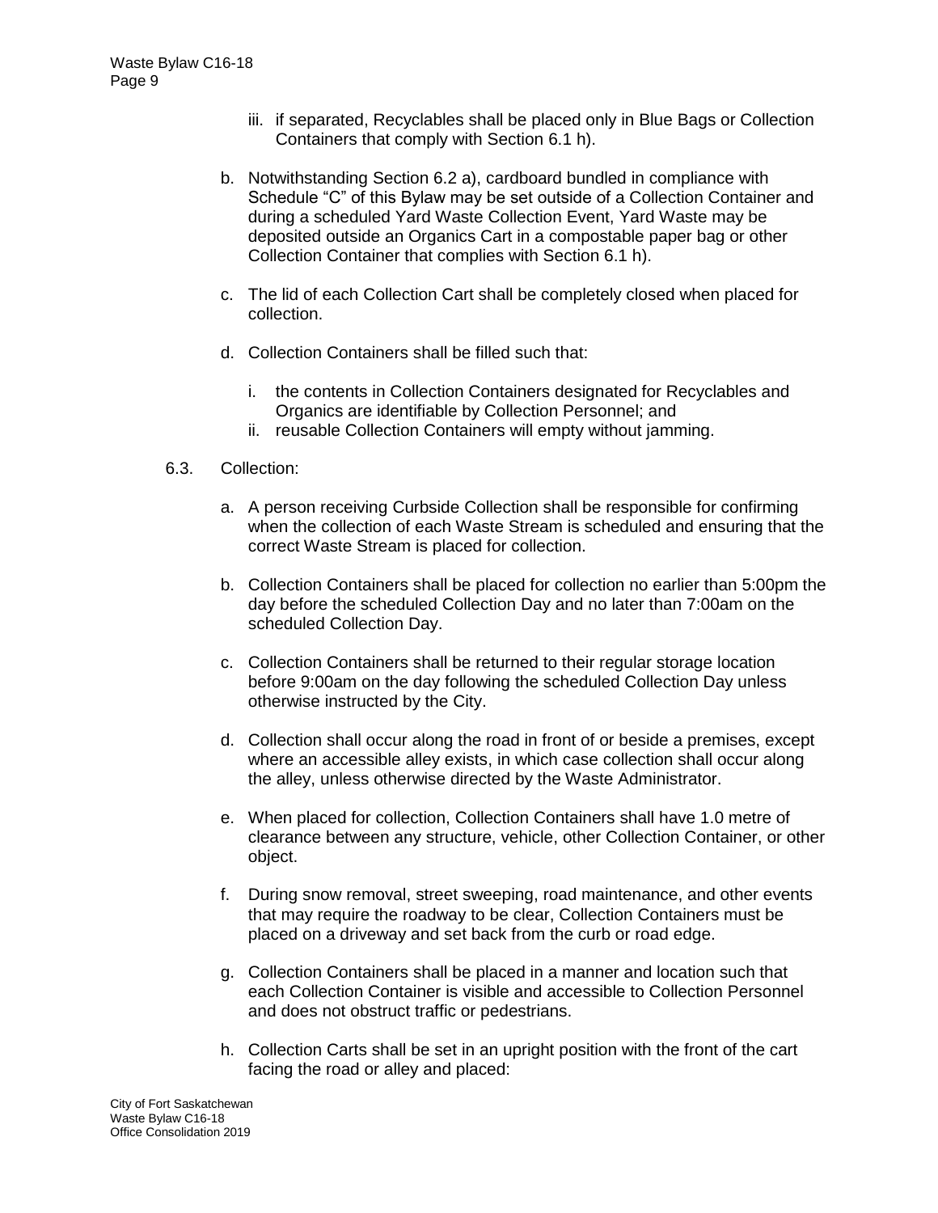iii. if separated, Recyclables shall be placed only in Blue Bags or Collection Containers that comply with Section 6.1 h).

b. Notwithstanding Section 6.2 a), cardboard bundled in compliance with Schedule "C" of this Bylaw may be set outside of a Collection Container and during a scheduled Yard Waste Collection Event, Yard Waste may be deposited outside an Organics Cart in a compostable paper bag or other Collection Container that complies with Section 6.1 h).

c. The lid of each Collection Cart shall be completely closed when placed for collection.

d. Collection Containers shall be filled such that:

   i. the contents in Collection Containers designated for Recyclables and Organics are identifiable by Collection Personnel; and
   ii. reusable Collection Containers will empty without jamming.

6.3. Collection:

a. A person receiving Curbside Collection shall be responsible for confirming when the collection of each Waste Stream is scheduled and ensuring that the correct Waste Stream is placed for collection.

b. Collection Containers shall be placed for collection no earlier than 5:00pm the day before the scheduled Collection Day and no later than 7:00am on the scheduled Collection Day.

c. Collection Containers shall be returned to their regular storage location before 9:00am on the day following the scheduled Collection Day unless otherwise instructed by the City.

d. Collection shall occur along the road in front of or beside a premises, except where an accessible alley exists, in which case collection shall occur along the alley, unless otherwise directed by the Waste Administrator.

e. When placed for collection, Collection Containers shall have 1.0 metre of clearance between any structure, vehicle, other Collection Container, or other object.

f. During snow removal, street sweeping, road maintenance, and other events that may require the roadway to be clear, Collection Containers must be placed on a driveway and set back from the curb or road edge.

g. Collection Containers shall be placed in a manner and location such that each Collection Container is visible and accessible to Collection Personnel and does not obstruct traffic or pedestrians.

h. Collection Carts shall be set in an upright position with the front of the cart facing the road or alley and placed: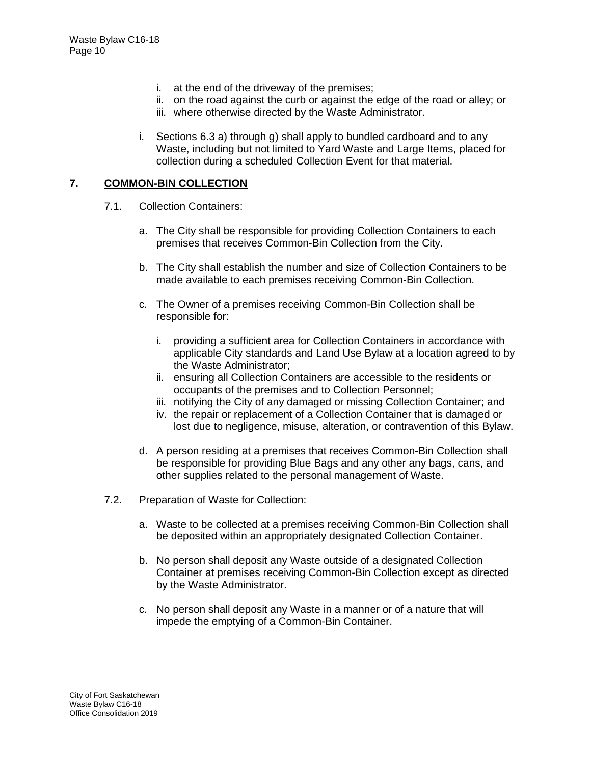i. at the end of the driveway of the premises;
ii. on the road against the curb or against the edge of the road or alley; or
iii. where otherwise directed by the Waste Administrator.

i. Sections 6.3 a) through g) shall apply to bundled cardboard and to any Waste, including but not limited to Yard Waste and Large Items, placed for collection during a scheduled Collection Event for that material.

## 7. COMMON-BIN COLLECTION

7.1. Collection Containers:

a. The City shall be responsible for providing Collection Containers to each premises that receives Common-Bin Collection from the City.

b. The City shall establish the number and size of Collection Containers to be made available to each premises receiving Common-Bin Collection.

c. The Owner of a premises receiving Common-Bin Collection shall be responsible for:

i. providing a sufficient area for Collection Containers in accordance with applicable City standards and Land Use Bylaw at a location agreed to by the Waste Administrator;
ii. ensuring all Collection Containers are accessible to the residents or occupants of the premises and to Collection Personnel;
iii. notifying the City of any damaged or missing Collection Container; and
iv. the repair or replacement of a Collection Container that is damaged or lost due to negligence, misuse, alteration, or contravention of this Bylaw.

d. A person residing at a premises that receives Common-Bin Collection shall be responsible for providing Blue Bags and any other any bags, cans, and other supplies related to the personal management of Waste.

7.2. Preparation of Waste for Collection:

a. Waste to be collected at a premises receiving Common-Bin Collection shall be deposited within an appropriately designated Collection Container.

b. No person shall deposit any Waste outside of a designated Collection Container at premises receiving Common-Bin Collection except as directed by the Waste Administrator.

c. No person shall deposit any Waste in a manner or of a nature that will impede the emptying of a Common-Bin Container.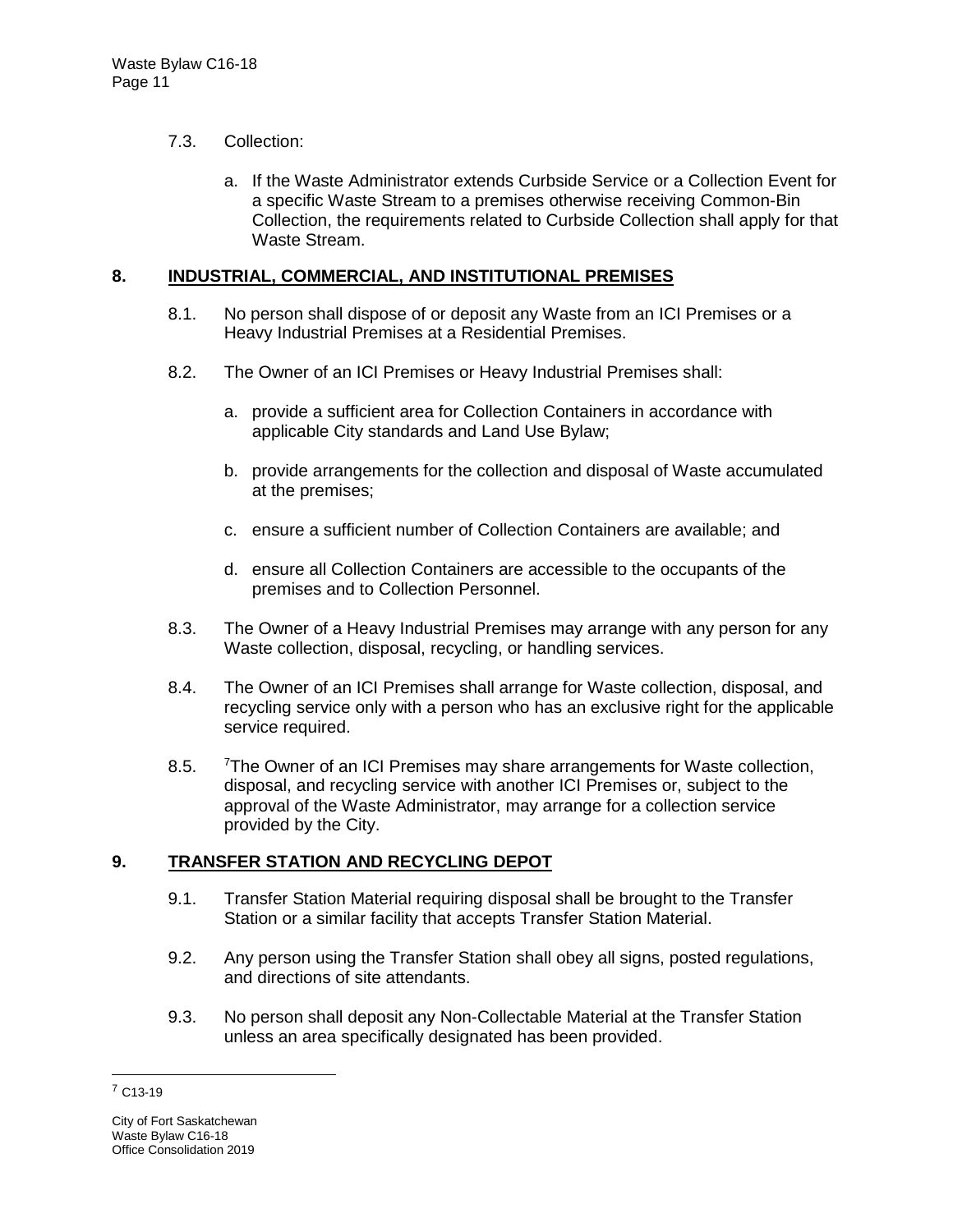7.3. Collection:

a. If the Waste Administrator extends Curbside Service or a Collection Event for a specific Waste Stream to a premises otherwise receiving Common-Bin Collection, the requirements related to Curbside Collection shall apply for that Waste Stream.

## 8. INDUSTRIAL, COMMERCIAL, AND INSTITUTIONAL PREMISES

8.1. No person shall dispose of or deposit any Waste from an ICI Premises or a Heavy Industrial Premises at a Residential Premises.

8.2. The Owner of an ICI Premises or Heavy Industrial Premises shall:

a. provide a sufficient area for Collection Containers in accordance with applicable City standards and Land Use Bylaw;

b. provide arrangements for the collection and disposal of Waste accumulated at the premises;

c. ensure a sufficient number of Collection Containers are available; and

d. ensure all Collection Containers are accessible to the occupants of the premises and to Collection Personnel.

8.3. The Owner of a Heavy Industrial Premises may arrange with any person for any Waste collection, disposal, recycling, or handling services.

8.4. The Owner of an ICI Premises shall arrange for Waste collection, disposal, and recycling service only with a person who has an exclusive right for the applicable service required.

8.5. [7]The Owner of an ICI Premises may share arrangements for Waste collection, disposal, and recycling service with another ICI Premises or, subject to the approval of the Waste Administrator, may arrange for a collection service provided by the City.

## 9. TRANSFER STATION AND RECYCLING DEPOT

9.1. Transfer Station Material requiring disposal shall be brought to the Transfer Station or a similar facility that accepts Transfer Station Material.

9.2. Any person using the Transfer Station shall obey all signs, posted regulations, and directions of site attendants.

9.3. No person shall deposit any Non-Collectable Material at the Transfer Station unless an area specifically designated has been provided.

---

[7] C13-19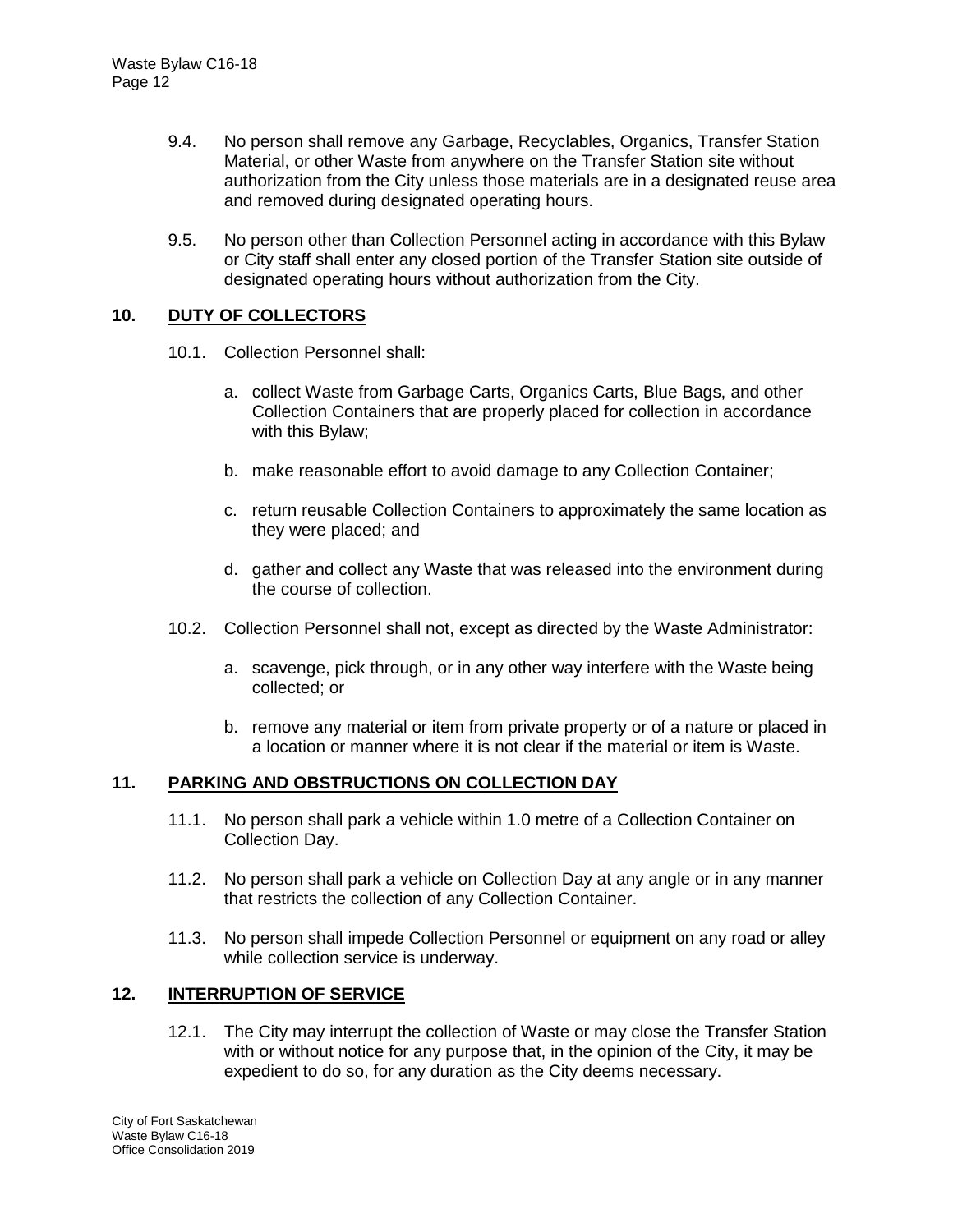9.4. No person shall remove any Garbage, Recyclables, Organics, Transfer Station Material, or other Waste from anywhere on the Transfer Station site without authorization from the City unless those materials are in a designated reuse area and removed during designated operating hours.

9.5. No person other than Collection Personnel acting in accordance with this Bylaw or City staff shall enter any closed portion of the Transfer Station site outside of designated operating hours without authorization from the City.

## 10. DUTY OF COLLECTORS

10.1. Collection Personnel shall:

a. collect Waste from Garbage Carts, Organics Carts, Blue Bags, and other Collection Containers that are properly placed for collection in accordance with this Bylaw;

b. make reasonable effort to avoid damage to any Collection Container;

c. return reusable Collection Containers to approximately the same location as they were placed; and

d. gather and collect any Waste that was released into the environment during the course of collection.

10.2. Collection Personnel shall not, except as directed by the Waste Administrator:

a. scavenge, pick through, or in any other way interfere with the Waste being collected; or

b. remove any material or item from private property or of a nature or placed in a location or manner where it is not clear if the material or item is Waste.

## 11. PARKING AND OBSTRUCTIONS ON COLLECTION DAY

11.1. No person shall park a vehicle within 1.0 metre of a Collection Container on Collection Day.

11.2. No person shall park a vehicle on Collection Day at any angle or in any manner that restricts the collection of any Collection Container.

11.3. No person shall impede Collection Personnel or equipment on any road or alley while collection service is underway.

## 12. INTERRUPTION OF SERVICE

12.1. The City may interrupt the collection of Waste or may close the Transfer Station with or without notice for any purpose that, in the opinion of the City, it may be expedient to do so, for any duration as the City deems necessary.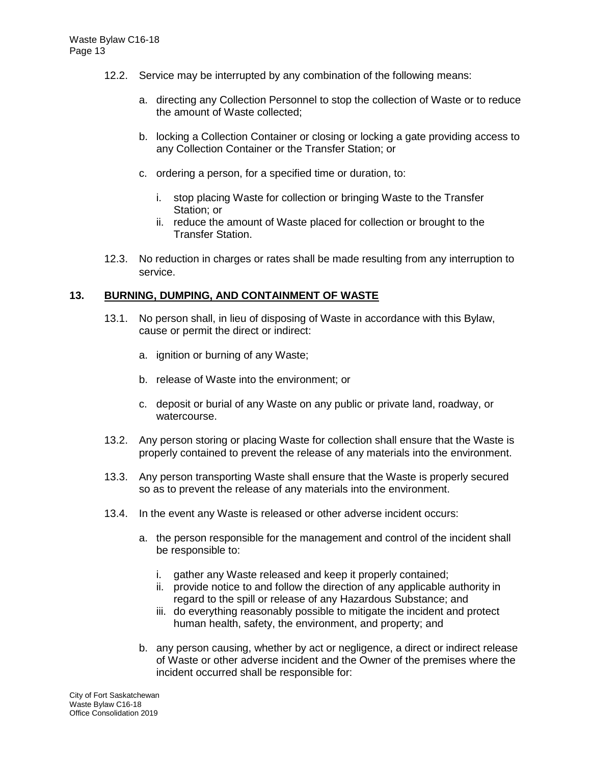12.2. Service may be interrupted by any combination of the following means:

a. directing any Collection Personnel to stop the collection of Waste or to reduce the amount of Waste collected;

b. locking a Collection Container or closing or locking a gate providing access to any Collection Container or the Transfer Station; or

c. ordering a person, for a specified time or duration, to:

   i. stop placing Waste for collection or bringing Waste to the Transfer Station; or
   ii. reduce the amount of Waste placed for collection or brought to the Transfer Station.

12.3. No reduction in charges or rates shall be made resulting from any interruption to service.

## 13. BURNING, DUMPING, AND CONTAINMENT OF WASTE

13.1. No person shall, in lieu of disposing of Waste in accordance with this Bylaw, cause or permit the direct or indirect:

a. ignition or burning of any Waste;

b. release of Waste into the environment; or

c. deposit or burial of any Waste on any public or private land, roadway, or watercourse.

13.2. Any person storing or placing Waste for collection shall ensure that the Waste is properly contained to prevent the release of any materials into the environment.

13.3. Any person transporting Waste shall ensure that the Waste is properly secured so as to prevent the release of any materials into the environment.

13.4. In the event any Waste is released or other adverse incident occurs:

a. the person responsible for the management and control of the incident shall be responsible to:

   i. gather any Waste released and keep it properly contained;
   ii. provide notice to and follow the direction of any applicable authority in regard to the spill or release of any Hazardous Substance; and
   iii. do everything reasonably possible to mitigate the incident and protect human health, safety, the environment, and property; and

b. any person causing, whether by act or negligence, a direct or indirect release of Waste or other adverse incident and the Owner of the premises where the incident occurred shall be responsible for: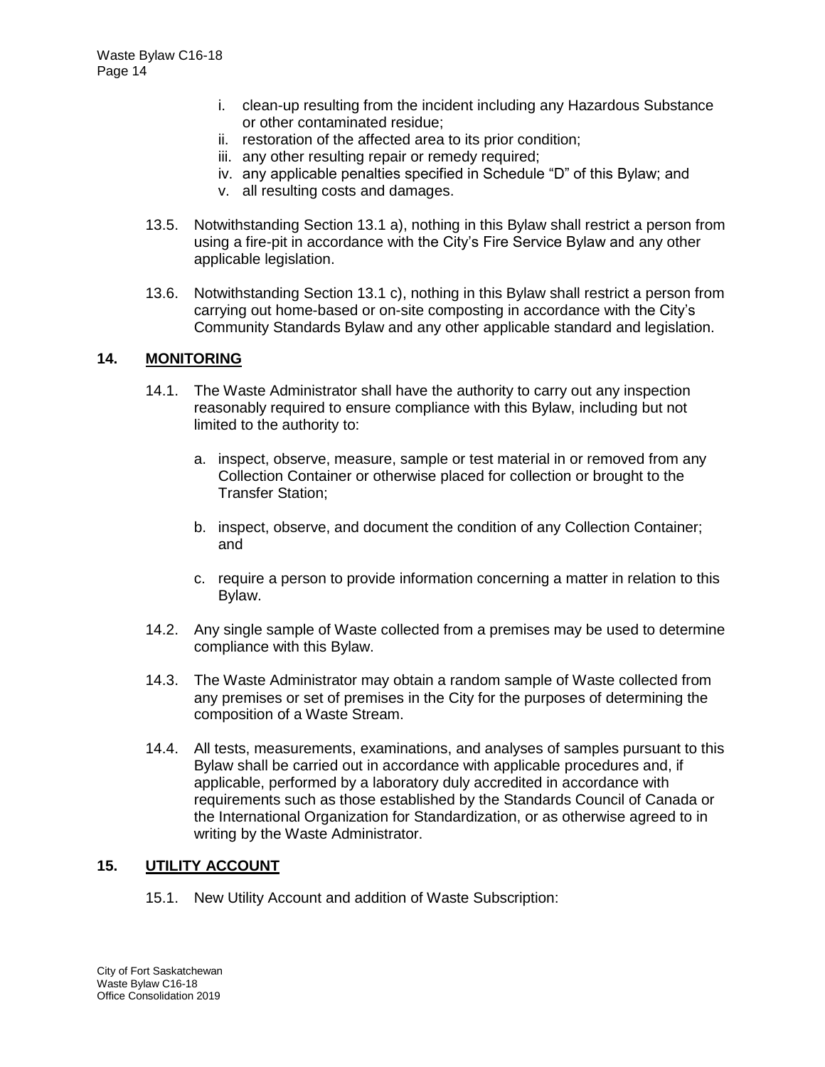i. clean-up resulting from the incident including any Hazardous Substance or other contaminated residue;
ii. restoration of the affected area to its prior condition;
iii. any other resulting repair or remedy required;
iv. any applicable penalties specified in Schedule “D” of this Bylaw; and
v. all resulting costs and damages.

13.5. Notwithstanding Section 13.1 a), nothing in this Bylaw shall restrict a person from using a fire-pit in accordance with the City’s Fire Service Bylaw and any other applicable legislation.

13.6. Notwithstanding Section 13.1 c), nothing in this Bylaw shall restrict a person from carrying out home-based or on-site composting in accordance with the City’s Community Standards Bylaw and any other applicable standard and legislation.

## 14. MONITORING

14.1. The Waste Administrator shall have the authority to carry out any inspection reasonably required to ensure compliance with this Bylaw, including but not limited to the authority to:

a. inspect, observe, measure, sample or test material in or removed from any Collection Container or otherwise placed for collection or brought to the Transfer Station;

b. inspect, observe, and document the condition of any Collection Container; and

c. require a person to provide information concerning a matter in relation to this Bylaw.

14.2. Any single sample of Waste collected from a premises may be used to determine compliance with this Bylaw.

14.3. The Waste Administrator may obtain a random sample of Waste collected from any premises or set of premises in the City for the purposes of determining the composition of a Waste Stream.

14.4. All tests, measurements, examinations, and analyses of samples pursuant to this Bylaw shall be carried out in accordance with applicable procedures and, if applicable, performed by a laboratory duly accredited in accordance with requirements such as those established by the Standards Council of Canada or the International Organization for Standardization, or as otherwise agreed to in writing by the Waste Administrator.

## 15. UTILITY ACCOUNT

15.1. New Utility Account and addition of Waste Subscription: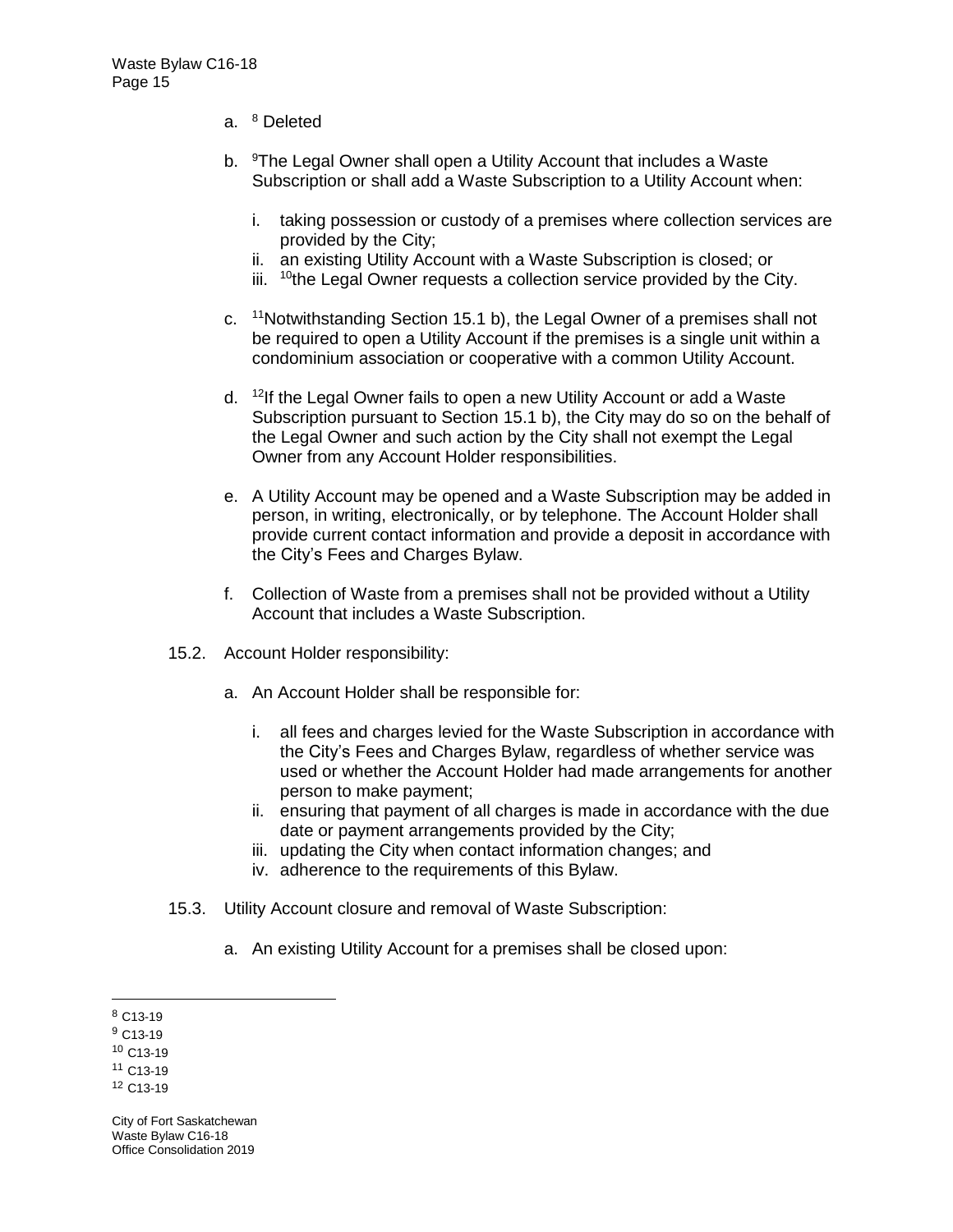a. [8] Deleted

b. [9]The Legal Owner shall open a Utility Account that includes a Waste Subscription or shall add a Waste Subscription to a Utility Account when:

   i. taking possession or custody of a premises where collection services are provided by the City;
   ii. an existing Utility Account with a Waste Subscription is closed; or
   iii. [10]the Legal Owner requests a collection service provided by the City.

c. [11]Notwithstanding Section 15.1 b), the Legal Owner of a premises shall not be required to open a Utility Account if the premises is a single unit within a condominium association or cooperative with a common Utility Account.

d. [12]If the Legal Owner fails to open a new Utility Account or add a Waste Subscription pursuant to Section 15.1 b), the City may do so on the behalf of the Legal Owner and such action by the City shall not exempt the Legal Owner from any Account Holder responsibilities.

e. A Utility Account may be opened and a Waste Subscription may be added in person, in writing, electronically, or by telephone. The Account Holder shall provide current contact information and provide a deposit in accordance with the City's Fees and Charges Bylaw.

f. Collection of Waste from a premises shall not be provided without a Utility Account that includes a Waste Subscription.

15.2. Account Holder responsibility:

a. An Account Holder shall be responsible for:

   i. all fees and charges levied for the Waste Subscription in accordance with the City's Fees and Charges Bylaw, regardless of whether service was used or whether the Account Holder had made arrangements for another person to make payment;
   ii. ensuring that payment of all charges is made in accordance with the due date or payment arrangements provided by the City;
   iii. updating the City when contact information changes; and
   iv. adherence to the requirements of this Bylaw.

15.3. Utility Account closure and removal of Waste Subscription:

a. An existing Utility Account for a premises shall be closed upon:

---

[8] C13-19
[9] C13-19
[10] C13-19
[11] C13-19
[12] C13-19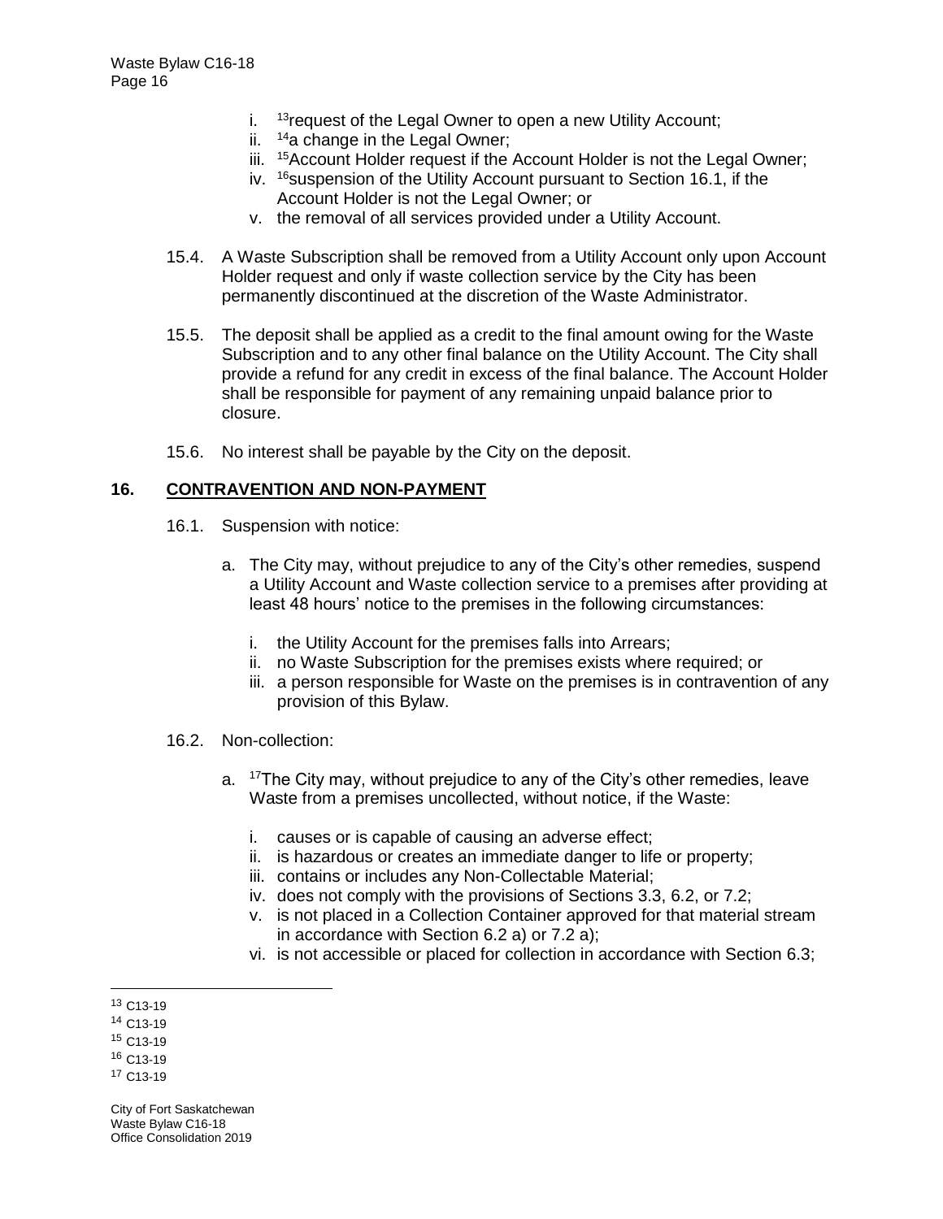i. [13]request of the Legal Owner to open a new Utility Account;
ii. [14]a change in the Legal Owner;
iii. [15]Account Holder request if the Account Holder is not the Legal Owner;
iv. [16]suspension of the Utility Account pursuant to Section 16.1, if the Account Holder is not the Legal Owner; or
v. the removal of all services provided under a Utility Account.

15.4. A Waste Subscription shall be removed from a Utility Account only upon Account Holder request and only if waste collection service by the City has been permanently discontinued at the discretion of the Waste Administrator.

15.5. The deposit shall be applied as a credit to the final amount owing for the Waste Subscription and to any other final balance on the Utility Account. The City shall provide a refund for any credit in excess of the final balance. The Account Holder shall be responsible for payment of any remaining unpaid balance prior to closure.

15.6. No interest shall be payable by the City on the deposit.

## 16. CONTRAVENTION AND NON-PAYMENT

16.1. Suspension with notice:

a. The City may, without prejudice to any of the City's other remedies, suspend a Utility Account and Waste collection service to a premises after providing at least 48 hours' notice to the premises in the following circumstances:

i. the Utility Account for the premises falls into Arrears;
ii. no Waste Subscription for the premises exists where required; or
iii. a person responsible for Waste on the premises is in contravention of any provision of this Bylaw.

16.2. Non-collection:

a. [17]The City may, without prejudice to any of the City's other remedies, leave Waste from a premises uncollected, without notice, if the Waste:

i. causes or is capable of causing an adverse effect;
ii. is hazardous or creates an immediate danger to life or property;
iii. contains or includes any Non-Collectable Material;
iv. does not comply with the provisions of Sections 3.3, 6.2, or 7.2;
v. is not placed in a Collection Container approved for that material stream in accordance with Section 6.2 a) or 7.2 a);
vi. is not accessible or placed for collection in accordance with Section 6.3;

---

[13] C13-19
[14] C13-19
[15] C13-19
[16] C13-19
[17] C13-19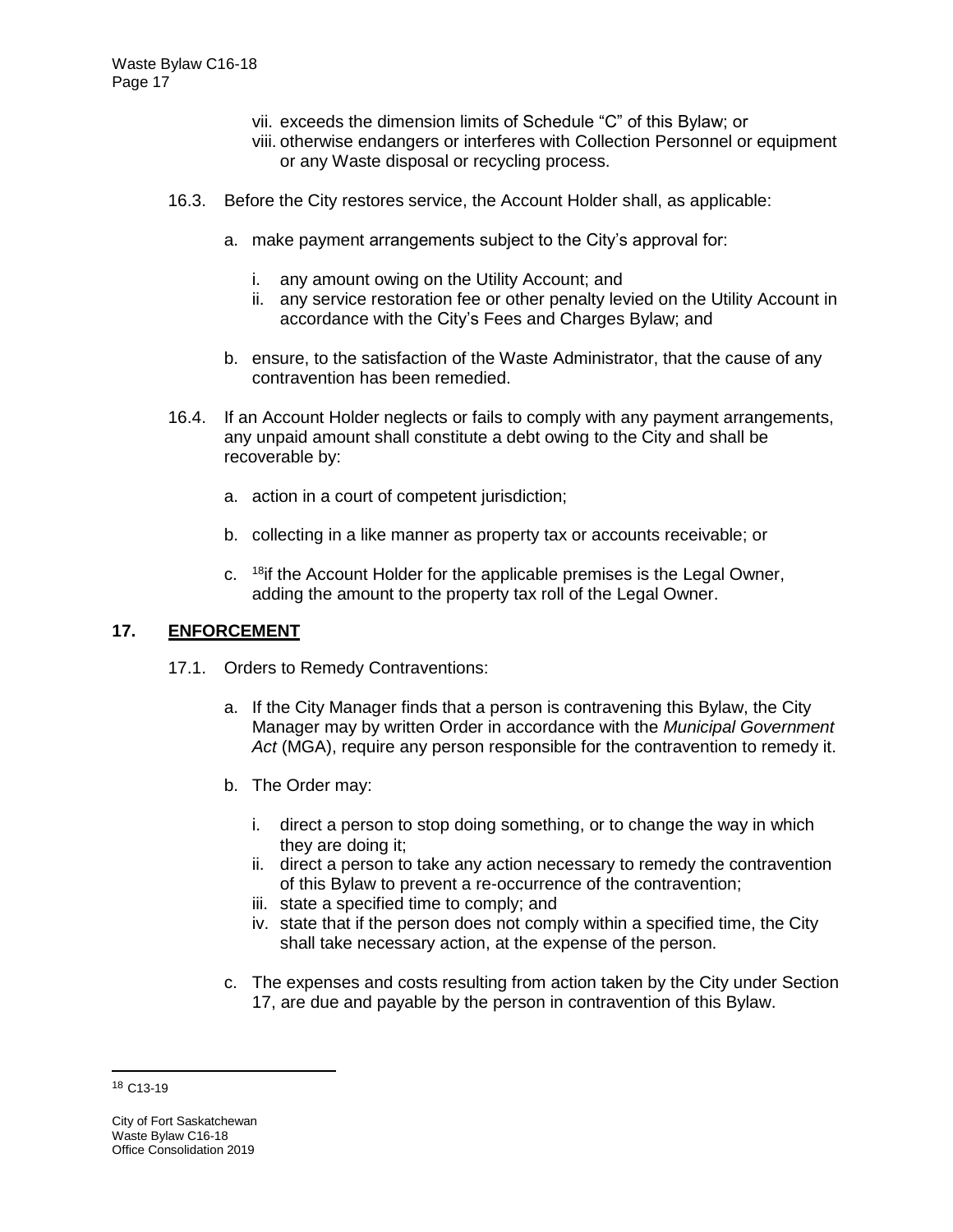vii. exceeds the dimension limits of Schedule "C" of this Bylaw; or
viii. otherwise endangers or interferes with Collection Personnel or equipment or any Waste disposal or recycling process.

16.3. Before the City restores service, the Account Holder shall, as applicable:

a. make payment arrangements subject to the City's approval for:

   i. any amount owing on the Utility Account; and
   ii. any service restoration fee or other penalty levied on the Utility Account in accordance with the City's Fees and Charges Bylaw; and

b. ensure, to the satisfaction of the Waste Administrator, that the cause of any contravention has been remedied.

16.4. If an Account Holder neglects or fails to comply with any payment arrangements, any unpaid amount shall constitute a debt owing to the City and shall be recoverable by:

a. action in a court of competent jurisdiction;

b. collecting in a like manner as property tax or accounts receivable; or

c. [18]if the Account Holder for the applicable premises is the Legal Owner, adding the amount to the property tax roll of the Legal Owner.

## 17. ENFORCEMENT

17.1. Orders to Remedy Contraventions:

a. If the City Manager finds that a person is contravening this Bylaw, the City Manager may by written Order in accordance with the *Municipal Government Act* (MGA), require any person responsible for the contravention to remedy it.

b. The Order may:

   i. direct a person to stop doing something, or to change the way in which they are doing it;
   ii. direct a person to take any action necessary to remedy the contravention of this Bylaw to prevent a re-occurrence of the contravention;
   iii. state a specified time to comply; and
   iv. state that if the person does not comply within a specified time, the City shall take necessary action, at the expense of the person.

c. The expenses and costs resulting from action taken by the City under Section 17, are due and payable by the person in contravention of this Bylaw.

---

[18] C13-19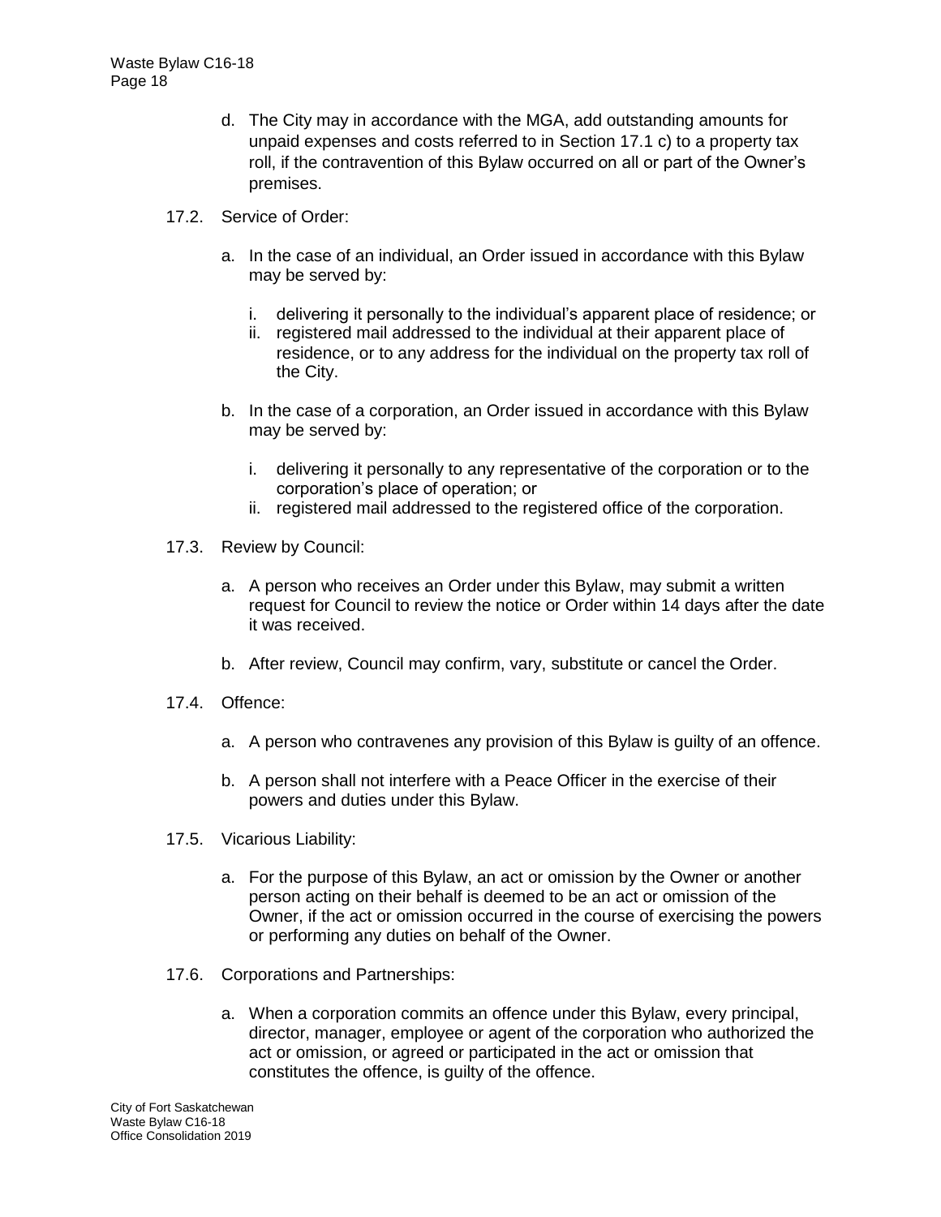d. The City may in accordance with the MGA, add outstanding amounts for unpaid expenses and costs referred to in Section 17.1 c) to a property tax roll, if the contravention of this Bylaw occurred on all or part of the Owner's premises.

17.2. Service of Order:

a. In the case of an individual, an Order issued in accordance with this Bylaw may be served by:

   i. delivering it personally to the individual's apparent place of residence; or
   ii. registered mail addressed to the individual at their apparent place of residence, or to any address for the individual on the property tax roll of the City.

b. In the case of a corporation, an Order issued in accordance with this Bylaw may be served by:

   i. delivering it personally to any representative of the corporation or to the corporation's place of operation; or
   ii. registered mail addressed to the registered office of the corporation.

17.3. Review by Council:

a. A person who receives an Order under this Bylaw, may submit a written request for Council to review the notice or Order within 14 days after the date it was received.

b. After review, Council may confirm, vary, substitute or cancel the Order.

17.4. Offence:

a. A person who contravenes any provision of this Bylaw is guilty of an offence.

b. A person shall not interfere with a Peace Officer in the exercise of their powers and duties under this Bylaw.

17.5. Vicarious Liability:

a. For the purpose of this Bylaw, an act or omission by the Owner or another person acting on their behalf is deemed to be an act or omission of the Owner, if the act or omission occurred in the course of exercising the powers or performing any duties on behalf of the Owner.

17.6. Corporations and Partnerships:

a. When a corporation commits an offence under this Bylaw, every principal, director, manager, employee or agent of the corporation who authorized the act or omission, or agreed or participated in the act or omission that constitutes the offence, is guilty of the offence.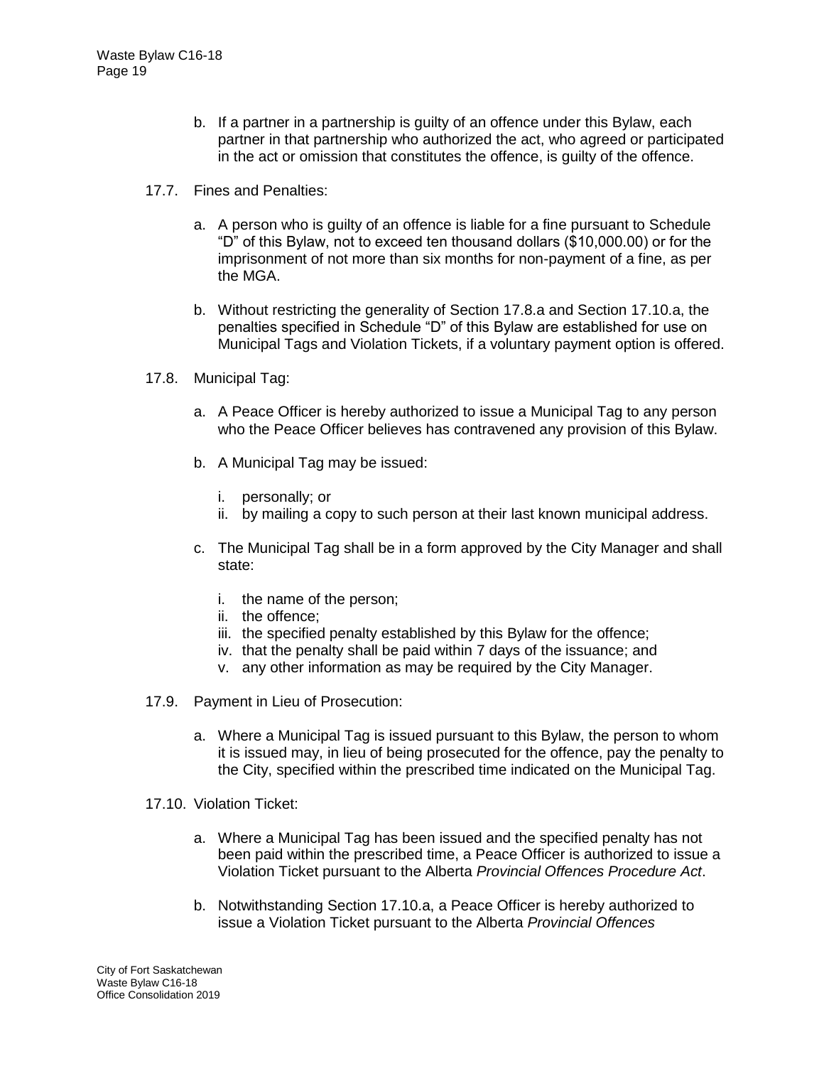b. If a partner in a partnership is guilty of an offence under this Bylaw, each partner in that partnership who authorized the act, who agreed or participated in the act or omission that constitutes the offence, is guilty of the offence.

17.7. Fines and Penalties:

a. A person who is guilty of an offence is liable for a fine pursuant to Schedule "D" of this Bylaw, not to exceed ten thousand dollars ($10,000.00) or for the imprisonment of not more than six months for non-payment of a fine, as per the MGA.

b. Without restricting the generality of Section 17.8.a and Section 17.10.a, the penalties specified in Schedule "D" of this Bylaw are established for use on Municipal Tags and Violation Tickets, if a voluntary payment option is offered.

17.8. Municipal Tag:

a. A Peace Officer is hereby authorized to issue a Municipal Tag to any person who the Peace Officer believes has contravened any provision of this Bylaw.

b. A Municipal Tag may be issued:

   i. personally; or
   ii. by mailing a copy to such person at their last known municipal address.

c. The Municipal Tag shall be in a form approved by the City Manager and shall state:

   i. the name of the person;
   ii. the offence;
   iii. the specified penalty established by this Bylaw for the offence;
   iv. that the penalty shall be paid within 7 days of the issuance; and
   v. any other information as may be required by the City Manager.

17.9. Payment in Lieu of Prosecution:

a. Where a Municipal Tag is issued pursuant to this Bylaw, the person to whom it is issued may, in lieu of being prosecuted for the offence, pay the penalty to the City, specified within the prescribed time indicated on the Municipal Tag.

17.10. Violation Ticket:

a. Where a Municipal Tag has been issued and the specified penalty has not been paid within the prescribed time, a Peace Officer is authorized to issue a Violation Ticket pursuant to the Alberta *Provincial Offences Procedure Act*.

b. Notwithstanding Section 17.10.a, a Peace Officer is hereby authorized to issue a Violation Ticket pursuant to the Alberta *Provincial Offences*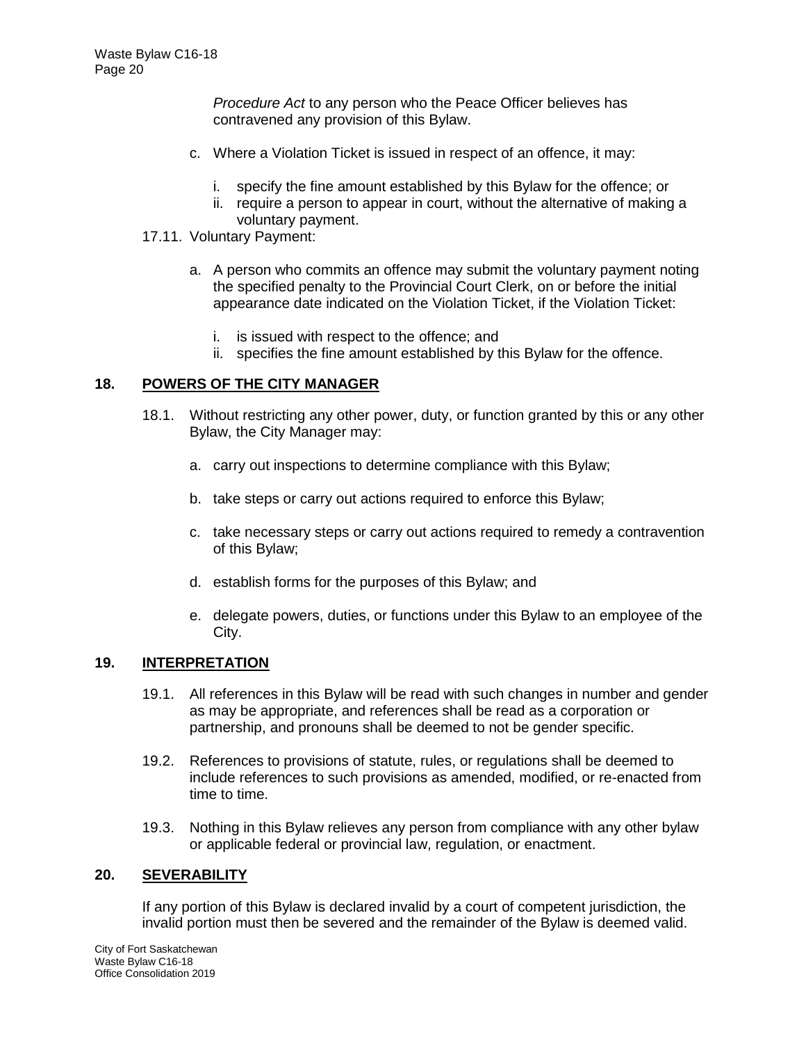*Procedure Act* to any person who the Peace Officer believes has contravened any provision of this Bylaw.

c. Where a Violation Ticket is issued in respect of an offence, it may:

   i. specify the fine amount established by this Bylaw for the offence; or
   ii. require a person to appear in court, without the alternative of making a voluntary payment.

17.11. Voluntary Payment:

a. A person who commits an offence may submit the voluntary payment noting the specified penalty to the Provincial Court Clerk, on or before the initial appearance date indicated on the Violation Ticket, if the Violation Ticket:

   i. is issued with respect to the offence; and
   ii. specifies the fine amount established by this Bylaw for the offence.

## 18. POWERS OF THE CITY MANAGER

18.1. Without restricting any other power, duty, or function granted by this or any other Bylaw, the City Manager may:

a. carry out inspections to determine compliance with this Bylaw;

b. take steps or carry out actions required to enforce this Bylaw;

c. take necessary steps or carry out actions required to remedy a contravention of this Bylaw;

d. establish forms for the purposes of this Bylaw; and

e. delegate powers, duties, or functions under this Bylaw to an employee of the City.

## 19. INTERPRETATION

19.1. All references in this Bylaw will be read with such changes in number and gender as may be appropriate, and references shall be read as a corporation or partnership, and pronouns shall be deemed to not be gender specific.

19.2. References to provisions of statute, rules, or regulations shall be deemed to include references to such provisions as amended, modified, or re-enacted from time to time.

19.3. Nothing in this Bylaw relieves any person from compliance with any other bylaw or applicable federal or provincial law, regulation, or enactment.

## 20. SEVERABILITY

If any portion of this Bylaw is declared invalid by a court of competent jurisdiction, the invalid portion must then be severed and the remainder of the Bylaw is deemed valid.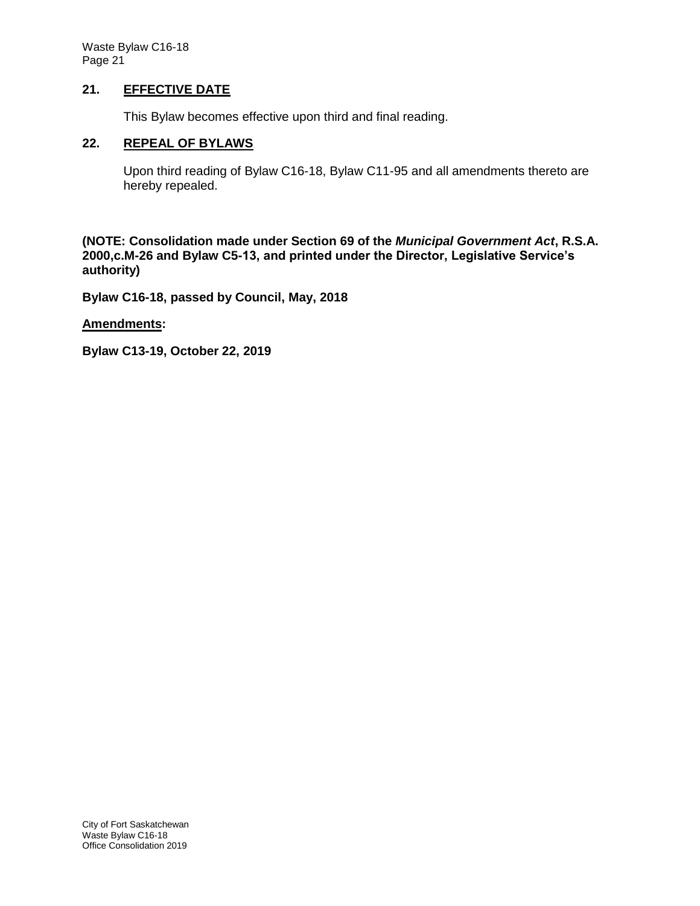## 21. EFFECTIVE DATE

This Bylaw becomes effective upon third and final reading.

## 22. REPEAL OF BYLAWS

Upon third reading of Bylaw C16-18, Bylaw C11-95 and all amendments thereto are hereby repealed.

**(NOTE: Consolidation made under Section 69 of the *Municipal Government Act*, R.S.A. 2000,c.M-26 and Bylaw C5-13, and printed under the Director, Legislative Service's authority)**

**Bylaw C16-18, passed by Council, May, 2018**

**Amendments:**

**Bylaw C13-19, October 22, 2019**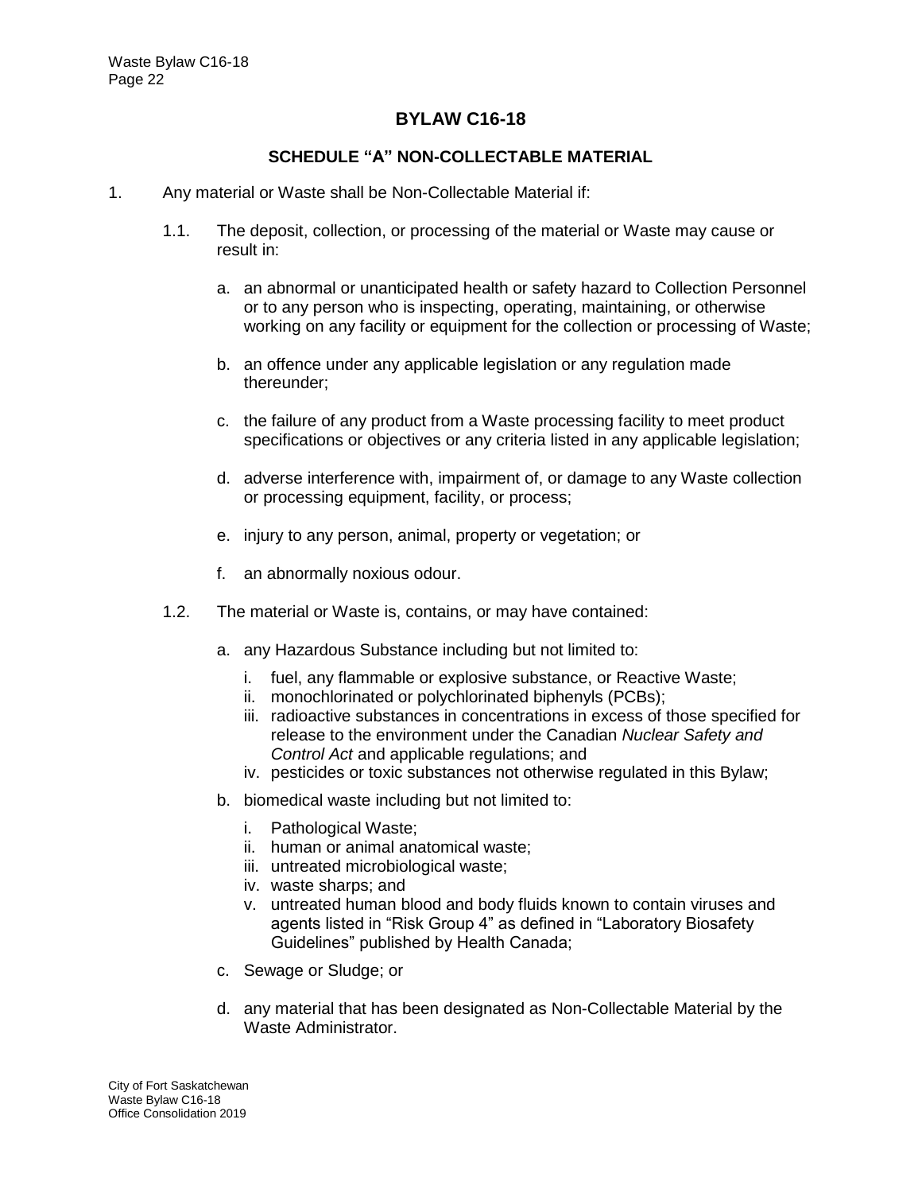# BYLAW C16-18

## SCHEDULE "A" NON-COLLECTABLE MATERIAL

1. Any material or Waste shall be Non-Collectable Material if:

   1.1. The deposit, collection, or processing of the material or Waste may cause or result in:

      a. an abnormal or unanticipated health or safety hazard to Collection Personnel or to any person who is inspecting, operating, maintaining, or otherwise working on any facility or equipment for the collection or processing of Waste;

      b. an offence under any applicable legislation or any regulation made thereunder;

      c. the failure of any product from a Waste processing facility to meet product specifications or objectives or any criteria listed in any applicable legislation;

      d. adverse interference with, impairment of, or damage to any Waste collection or processing equipment, facility, or process;

      e. injury to any person, animal, property or vegetation; or

      f. an abnormally noxious odour.

   1.2. The material or Waste is, contains, or may have contained:

      a. any Hazardous Substance including but not limited to:

         i. fuel, any flammable or explosive substance, or Reactive Waste;
         ii. monochlorinated or polychlorinated biphenyls (PCBs);
         iii. radioactive substances in concentrations in excess of those specified for release to the environment under the Canadian *Nuclear Safety and Control Act* and applicable regulations; and
         iv. pesticides or toxic substances not otherwise regulated in this Bylaw;

      b. biomedical waste including but not limited to:

         i. Pathological Waste;
         ii. human or animal anatomical waste;
         iii. untreated microbiological waste;
         iv. waste sharps; and
         v. untreated human blood and body fluids known to contain viruses and agents listed in "Risk Group 4" as defined in "Laboratory Biosafety Guidelines" published by Health Canada;

      c. Sewage or Sludge; or

      d. any material that has been designated as Non-Collectable Material by the Waste Administrator.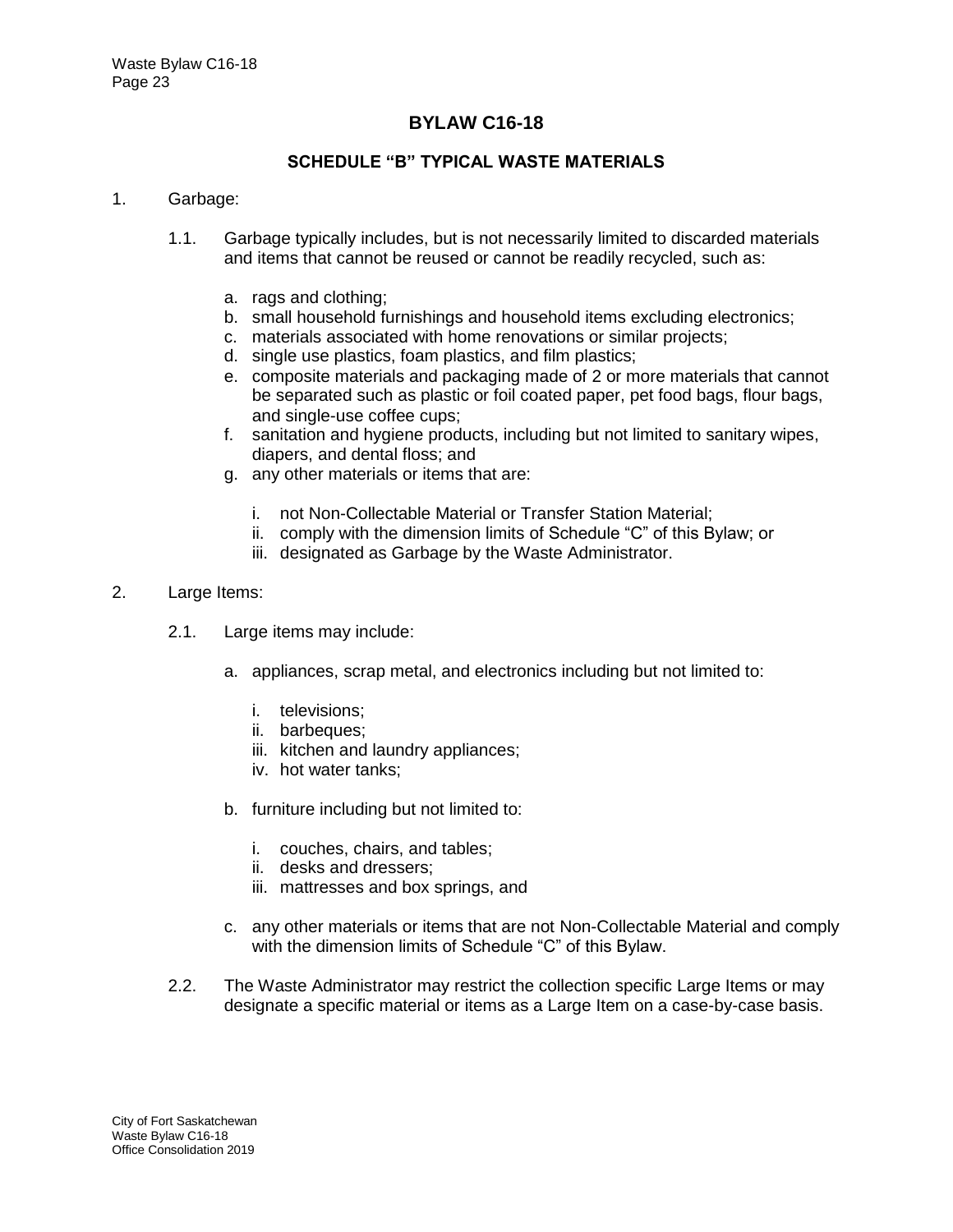# BYLAW C16-18

## SCHEDULE "B" TYPICAL WASTE MATERIALS

1. Garbage:

   1.1. Garbage typically includes, but is not necessarily limited to discarded materials and items that cannot be reused or cannot be readily recycled, such as:

   a. rags and clothing;
   b. small household furnishings and household items excluding electronics;
   c. materials associated with home renovations or similar projects;
   d. single use plastics, foam plastics, and film plastics;
   e. composite materials and packaging made of 2 or more materials that cannot be separated such as plastic or foil coated paper, pet food bags, flour bags, and single-use coffee cups;
   f. sanitation and hygiene products, including but not limited to sanitary wipes, diapers, and dental floss; and
   g. any other materials or items that are:

      i. not Non-Collectable Material or Transfer Station Material;
      ii. comply with the dimension limits of Schedule "C" of this Bylaw; or
      iii. designated as Garbage by the Waste Administrator.

2. Large Items:

   2.1. Large items may include:

   a. appliances, scrap metal, and electronics including but not limited to:

      i. televisions;
      ii. barbeques;
      iii. kitchen and laundry appliances;
      iv. hot water tanks;

   b. furniture including but not limited to:

      i. couches, chairs, and tables;
      ii. desks and dressers;
      iii. mattresses and box springs, and

   c. any other materials or items that are not Non-Collectable Material and comply with the dimension limits of Schedule "C" of this Bylaw.

   2.2. The Waste Administrator may restrict the collection specific Large Items or may designate a specific material or items as a Large Item on a case-by-case basis.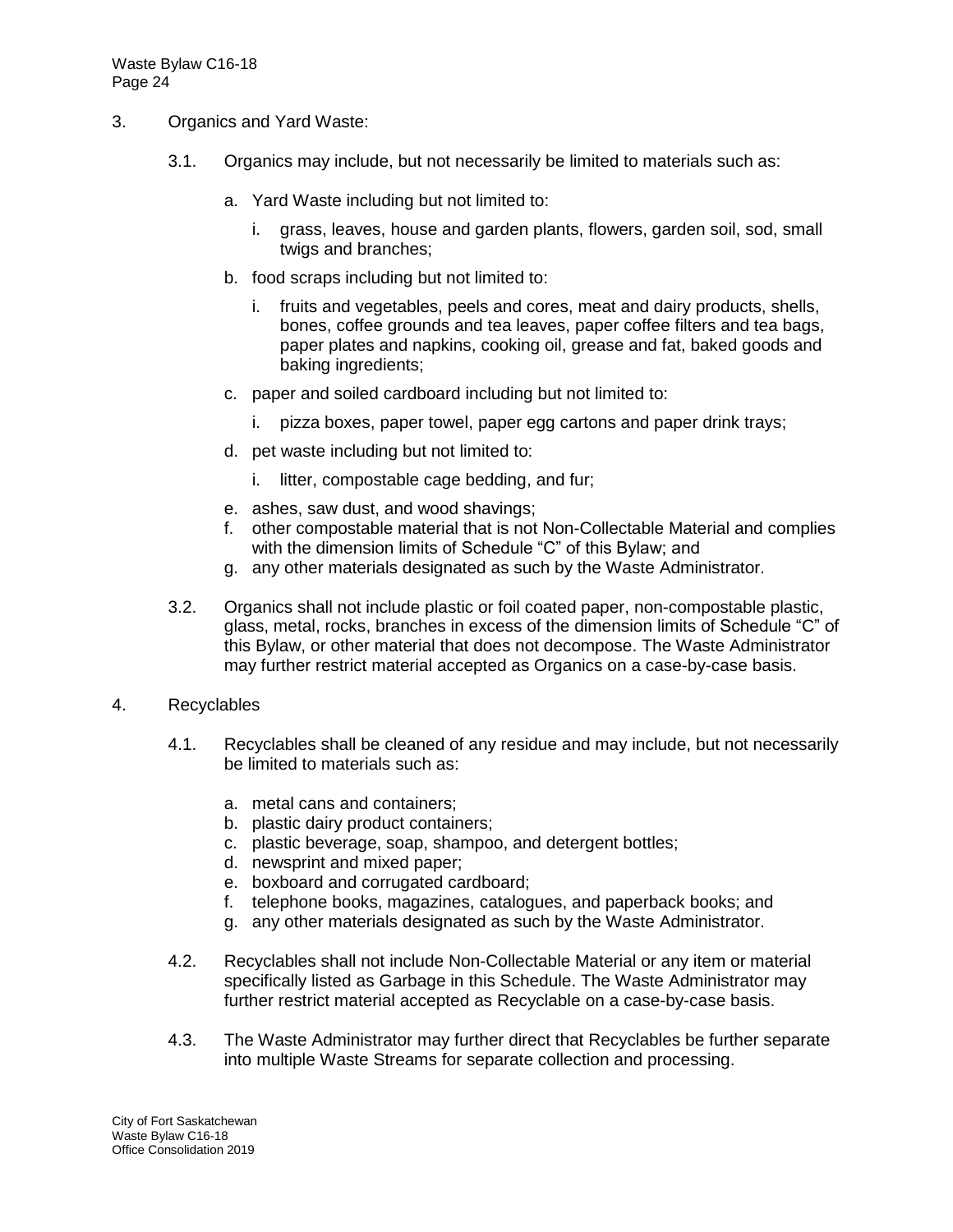3. Organics and Yard Waste:

   3.1. Organics may include, but not necessarily be limited to materials such as:

      a. Yard Waste including but not limited to:

         i. grass, leaves, house and garden plants, flowers, garden soil, sod, small twigs and branches;

      b. food scraps including but not limited to:

         i. fruits and vegetables, peels and cores, meat and dairy products, shells, bones, coffee grounds and tea leaves, paper coffee filters and tea bags, paper plates and napkins, cooking oil, grease and fat, baked goods and baking ingredients;

      c. paper and soiled cardboard including but not limited to:

         i. pizza boxes, paper towel, paper egg cartons and paper drink trays;

      d. pet waste including but not limited to:

         i. litter, compostable cage bedding, and fur;

      e. ashes, saw dust, and wood shavings;
      f. other compostable material that is not Non-Collectable Material and complies with the dimension limits of Schedule "C" of this Bylaw; and
      g. any other materials designated as such by the Waste Administrator.

   3.2. Organics shall not include plastic or foil coated paper, non-compostable plastic, glass, metal, rocks, branches in excess of the dimension limits of Schedule "C" of this Bylaw, or other material that does not decompose. The Waste Administrator may further restrict material accepted as Organics on a case-by-case basis.

4. Recyclables

   4.1. Recyclables shall be cleaned of any residue and may include, but not necessarily be limited to materials such as:

      a. metal cans and containers;
      b. plastic dairy product containers;
      c. plastic beverage, soap, shampoo, and detergent bottles;
      d. newsprint and mixed paper;
      e. boxboard and corrugated cardboard;
      f. telephone books, magazines, catalogues, and paperback books; and
      g. any other materials designated as such by the Waste Administrator.

   4.2. Recyclables shall not include Non-Collectable Material or any item or material specifically listed as Garbage in this Schedule. The Waste Administrator may further restrict material accepted as Recyclable on a case-by-case basis.

   4.3. The Waste Administrator may further direct that Recyclables be further separate into multiple Waste Streams for separate collection and processing.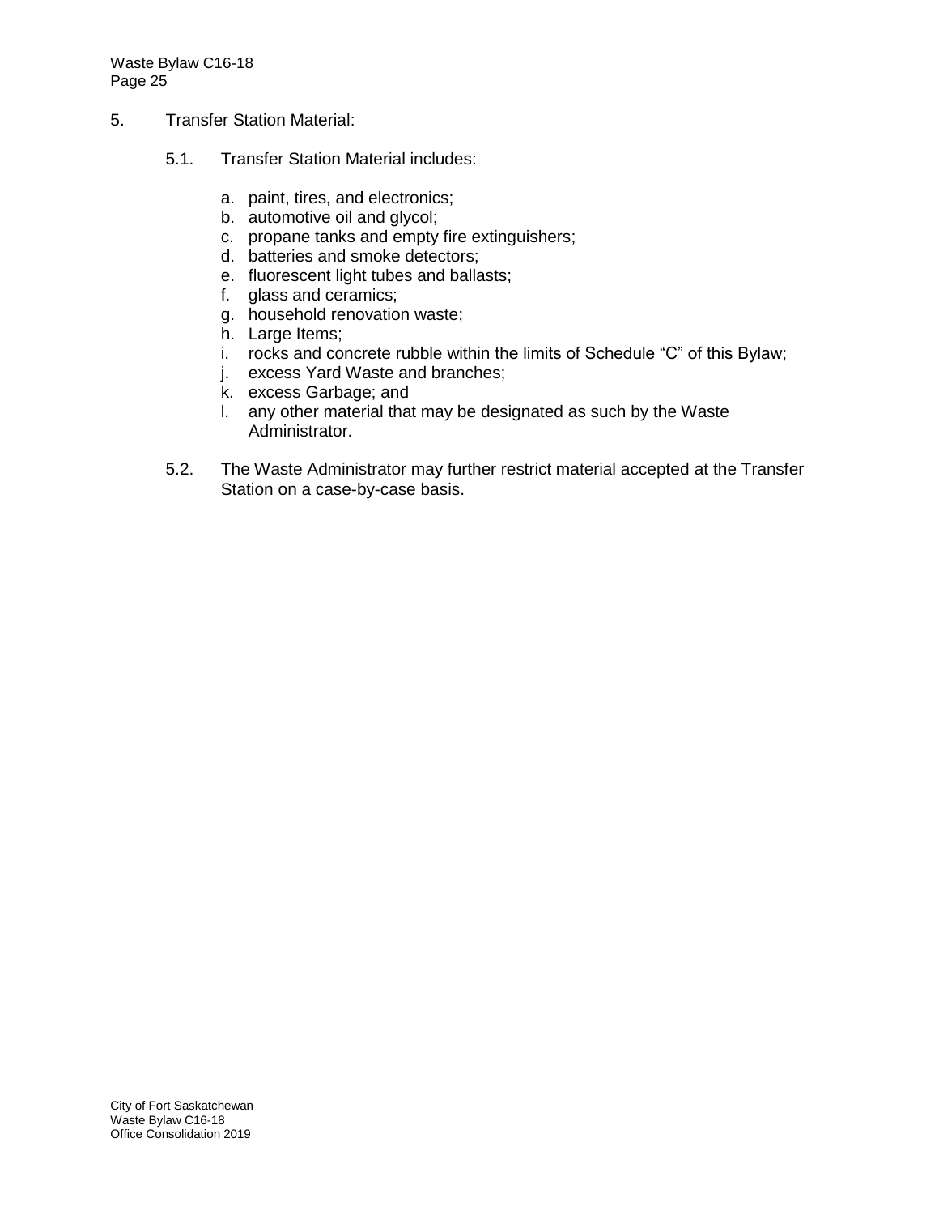5. Transfer Station Material:

   5.1. Transfer Station Material includes:

   a. paint, tires, and electronics;
   b. automotive oil and glycol;
   c. propane tanks and empty fire extinguishers;
   d. batteries and smoke detectors;
   e. fluorescent light tubes and ballasts;
   f. glass and ceramics;
   g. household renovation waste;
   h. Large Items;
   i. rocks and concrete rubble within the limits of Schedule “C” of this Bylaw;
   j. excess Yard Waste and branches;
   k. excess Garbage; and
   l. any other material that may be designated as such by the Waste Administrator.

   5.2. The Waste Administrator may further restrict material accepted at the Transfer Station on a case-by-case basis.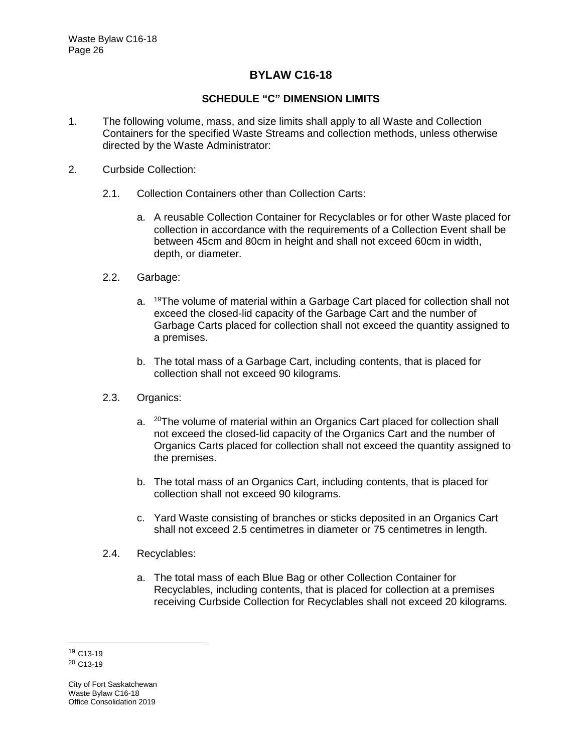# BYLAW C16-18

## SCHEDULE "C" DIMENSION LIMITS

1. The following volume, mass, and size limits shall apply to all Waste and Collection Containers for the specified Waste Streams and collection methods, unless otherwise directed by the Waste Administrator:

2. Curbside Collection:

   2.1. Collection Containers other than Collection Carts:

   a. A reusable Collection Container for Recyclables or for other Waste placed for collection in accordance with the requirements of a Collection Event shall be between 45cm and 80cm in height and shall not exceed 60cm in width, depth, or diameter.

   2.2. Garbage:

   a. [19]The volume of material within a Garbage Cart placed for collection shall not exceed the closed-lid capacity of the Garbage Cart and the number of Garbage Carts placed for collection shall not exceed the quantity assigned to a premises.

   b. The total mass of a Garbage Cart, including contents, that is placed for collection shall not exceed 90 kilograms.

   2.3. Organics:

   a. [20]The volume of material within an Organics Cart placed for collection shall not exceed the closed-lid capacity of the Organics Cart and the number of Organics Carts placed for collection shall not exceed the quantity assigned to the premises.

   b. The total mass of an Organics Cart, including contents, that is placed for collection shall not exceed 90 kilograms.

   c. Yard Waste consisting of branches or sticks deposited in an Organics Cart shall not exceed 2.5 centimetres in diameter or 75 centimetres in length.

   2.4. Recyclables:

   a. The total mass of each Blue Bag or other Collection Container for Recyclables, including contents, that is placed for collection at a premises receiving Curbside Collection for Recyclables shall not exceed 20 kilograms.

---

[19] C13-19

[20] C13-19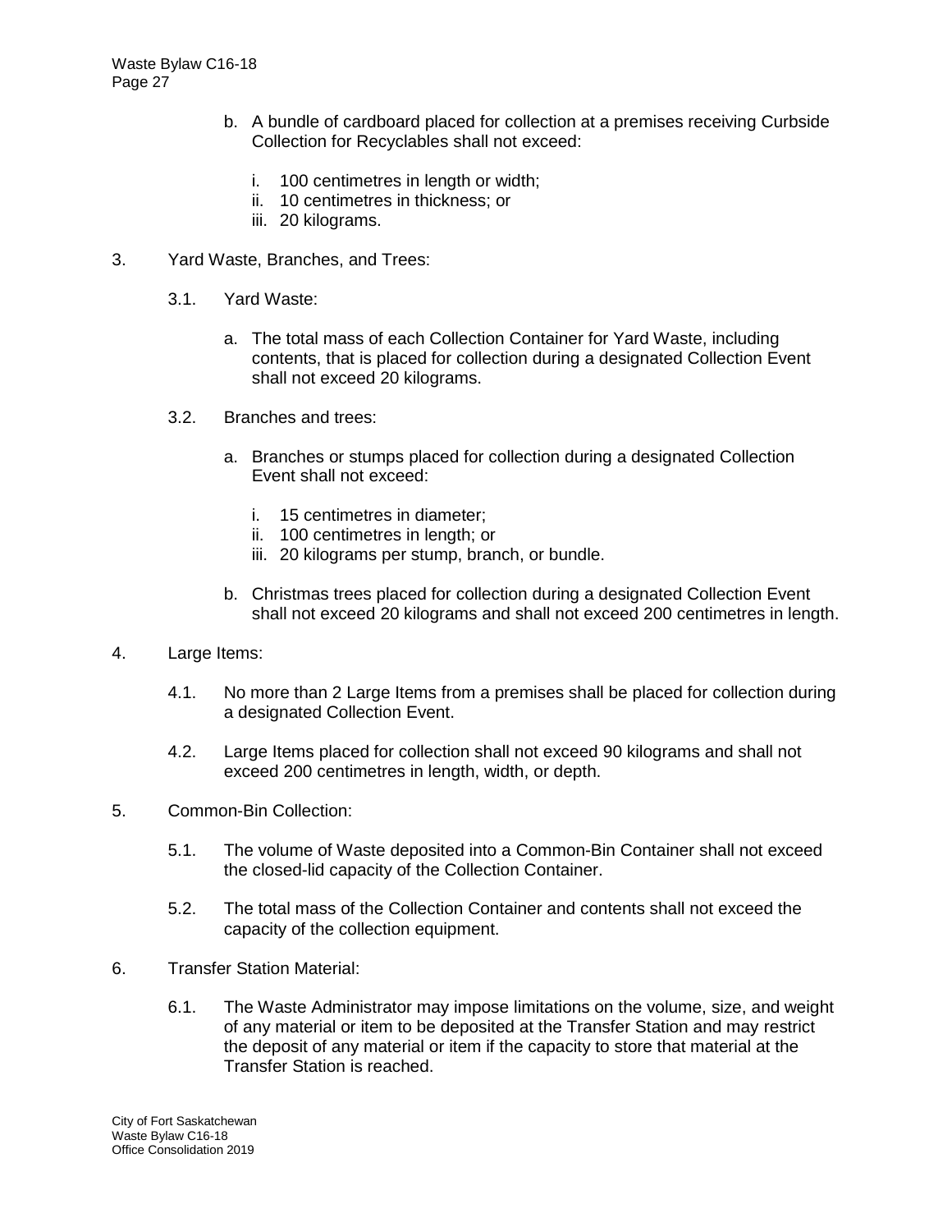b. A bundle of cardboard placed for collection at a premises receiving Curbside Collection for Recyclables shall not exceed:

   i. 100 centimetres in length or width;
   ii. 10 centimetres in thickness; or
   iii. 20 kilograms.

3. Yard Waste, Branches, and Trees:

   3.1. Yard Waste:

   a. The total mass of each Collection Container for Yard Waste, including contents, that is placed for collection during a designated Collection Event shall not exceed 20 kilograms.

   3.2. Branches and trees:

   a. Branches or stumps placed for collection during a designated Collection Event shall not exceed:

      i. 15 centimetres in diameter;
      ii. 100 centimetres in length; or
      iii. 20 kilograms per stump, branch, or bundle.

   b. Christmas trees placed for collection during a designated Collection Event shall not exceed 20 kilograms and shall not exceed 200 centimetres in length.

4. Large Items:

   4.1. No more than 2 Large Items from a premises shall be placed for collection during a designated Collection Event.

   4.2. Large Items placed for collection shall not exceed 90 kilograms and shall not exceed 200 centimetres in length, width, or depth.

5. Common-Bin Collection:

   5.1. The volume of Waste deposited into a Common-Bin Container shall not exceed the closed-lid capacity of the Collection Container.

   5.2. The total mass of the Collection Container and contents shall not exceed the capacity of the collection equipment.

6. Transfer Station Material:

   6.1. The Waste Administrator may impose limitations on the volume, size, and weight of any material or item to be deposited at the Transfer Station and may restrict the deposit of any material or item if the capacity to store that material at the Transfer Station is reached.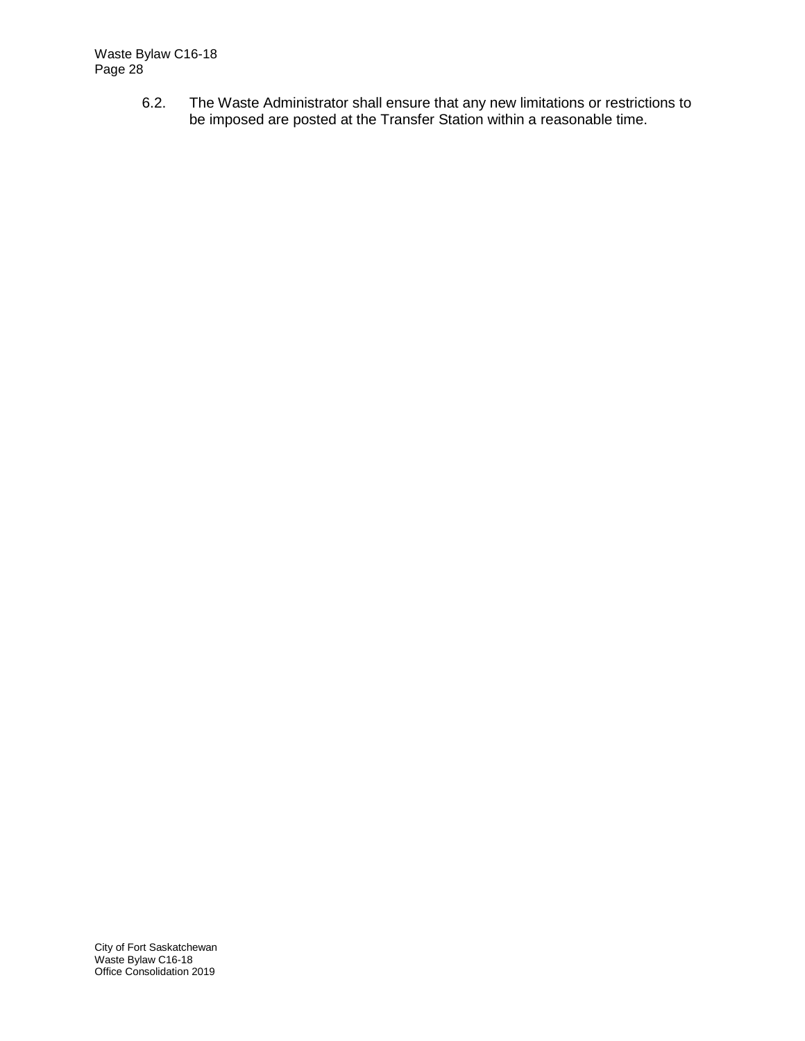6.2. The Waste Administrator shall ensure that any new limitations or restrictions to be imposed are posted at the Transfer Station within a reasonable time.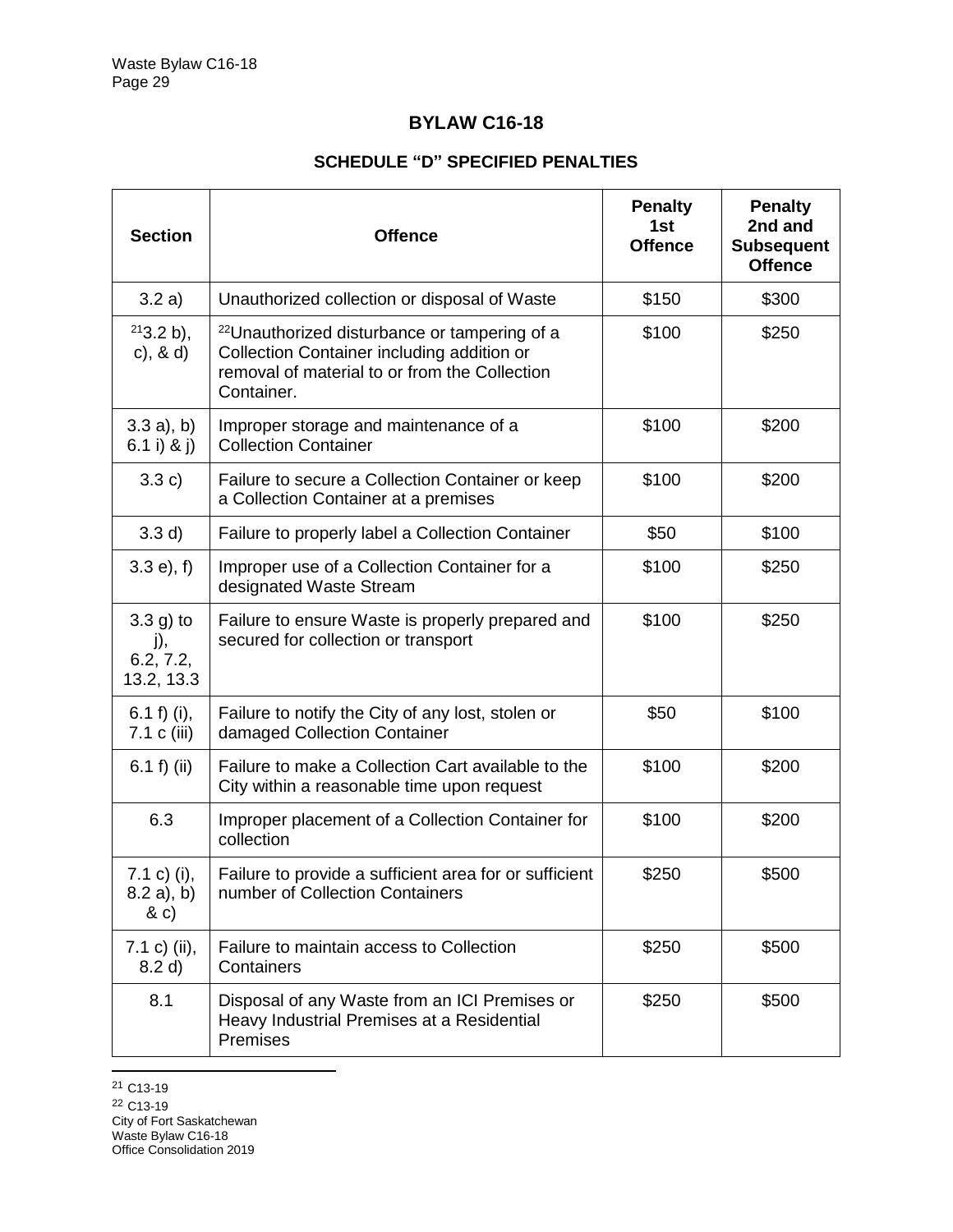# BYLAW C16-18

## SCHEDULE "D" SPECIFIED PENALTIES

| Section | Offence | Penalty 1st Offence | Penalty 2nd and Subsequent Offence |
|---|---|---|---|
| 3.2 a) | Unauthorized collection or disposal of Waste | $150 | $300 |
| [21]3.2 b), c), & d) | [22]Unauthorized disturbance or tampering of a Collection Container including addition or removal of material to or from the Collection Container. | $100 | $250 |
| 3.3 a), b) 6.1 i) & j) | Improper storage and maintenance of a Collection Container | $100 | $200 |
| 3.3 c) | Failure to secure a Collection Container or keep a Collection Container at a premises | $100 | $200 |
| 3.3 d) | Failure to properly label a Collection Container | $50 | $100 |
| 3.3 e), f) | Improper use of a Collection Container for a designated Waste Stream | $100 | $250 |
| 3.3 g) to j), 6.2, 7.2, 13.2, 13.3 | Failure to ensure Waste is properly prepared and secured for collection or transport | $100 | $250 |
| 6.1 f) (i), 7.1 c (iii) | Failure to notify the City of any lost, stolen or damaged Collection Container | $50 | $100 |
| 6.1 f) (ii) | Failure to make a Collection Cart available to the City within a reasonable time upon request | $100 | $200 |
| 6.3 | Improper placement of a Collection Container for collection | $100 | $200 |
| 7.1 c) (i), 8.2 a), b) & c) | Failure to provide a sufficient area for or sufficient number of Collection Containers | $250 | $500 |
| 7.1 c) (ii), 8.2 d) | Failure to maintain access to Collection Containers | $250 | $500 |
| 8.1 | Disposal of any Waste from an ICI Premises or Heavy Industrial Premises at a Residential Premises | $250 | $500 |

[21] C13-19

[22] C13-19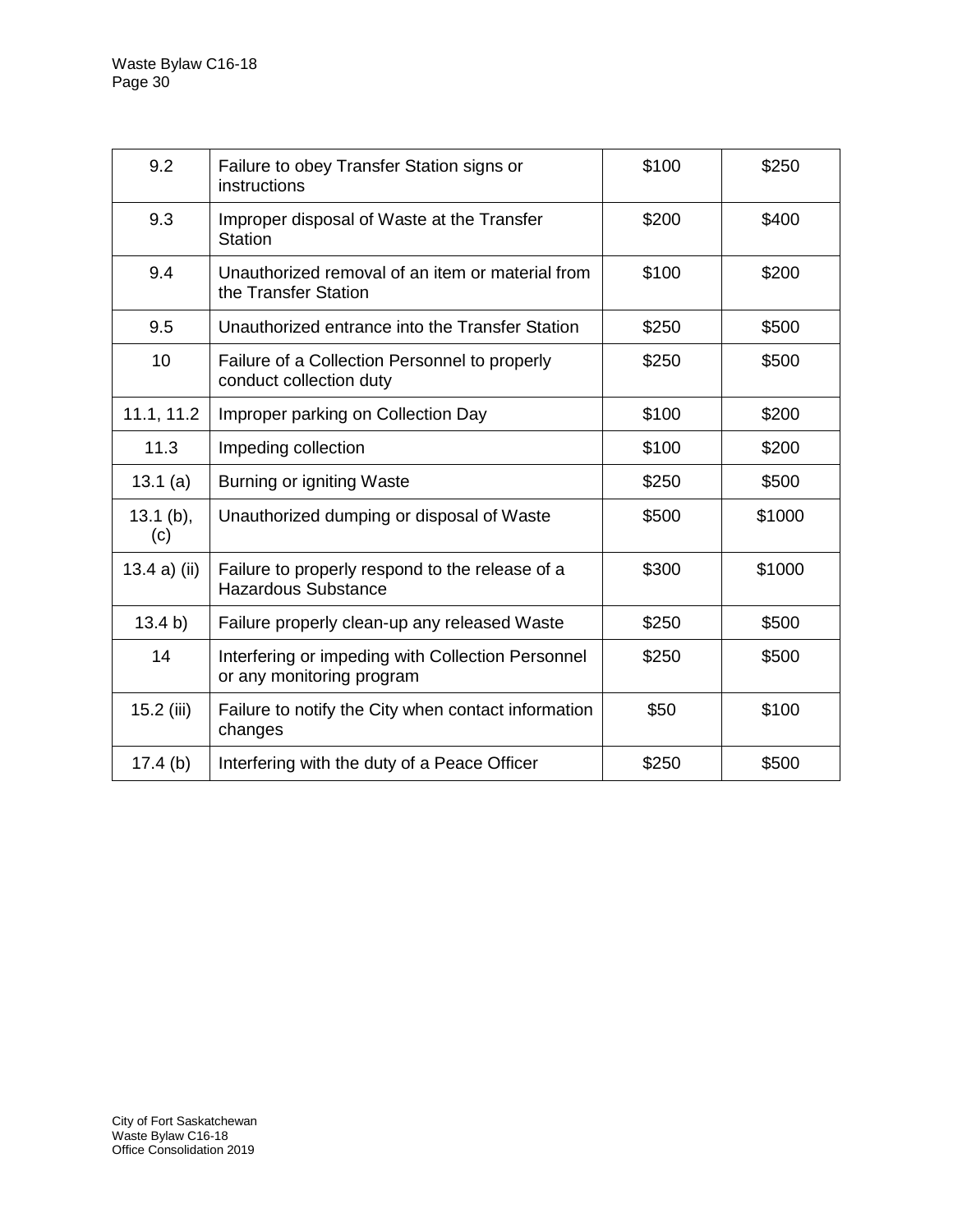| | | | |
|---|---|---|---|
| 9.2 | Failure to obey Transfer Station signs or instructions | $100 | $250 |
| 9.3 | Improper disposal of Waste at the Transfer Station | $200 | $400 |
| 9.4 | Unauthorized removal of an item or material from the Transfer Station | $100 | $200 |
| 9.5 | Unauthorized entrance into the Transfer Station | $250 | $500 |
| 10 | Failure of a Collection Personnel to properly conduct collection duty | $250 | $500 |
| 11.1, 11.2 | Improper parking on Collection Day | $100 | $200 |
| 11.3 | Impeding collection | $100 | $200 |
| 13.1 (a) | Burning or igniting Waste | $250 | $500 |
| 13.1 (b), (c) | Unauthorized dumping or disposal of Waste | $500 | $1000 |
| 13.4 a) (ii) | Failure to properly respond to the release of a Hazardous Substance | $300 | $1000 |
| 13.4 b) | Failure properly clean-up any released Waste | $250 | $500 |
| 14 | Interfering or impeding with Collection Personnel or any monitoring program | $250 | $500 |
| 15.2 (iii) | Failure to notify the City when contact information changes | $50 | $100 |
| 17.4 (b) | Interfering with the duty of a Peace Officer | $250 | $500 |